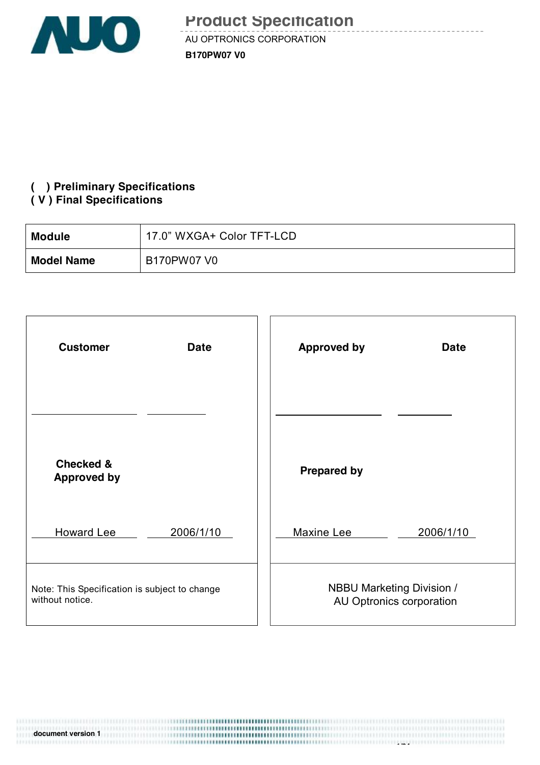# Product Specification

AU OPTRONICS CORPORATION

**B170PW07 V0**

**( ) Preliminary Specifications**
**( V ) Final Specifications**

| **Module** | 17.0" WXGA+ Color TFT-LCD |
|---|---|
| **Model Name** | B170PW07 V0 |

| **Customer** | **Date** | **Approved by** | **Date** |
|---|---|---|---|
| | | | |
| **Checked & Approved by** | | **Prepared by** | |
| Howard Lee | 2006/1/10 | Maxine Lee | 2006/1/10 |
| Note: This Specification is subject to change without notice. | | NBBU Marketing Division / AU Optronics corporation | |

document version 1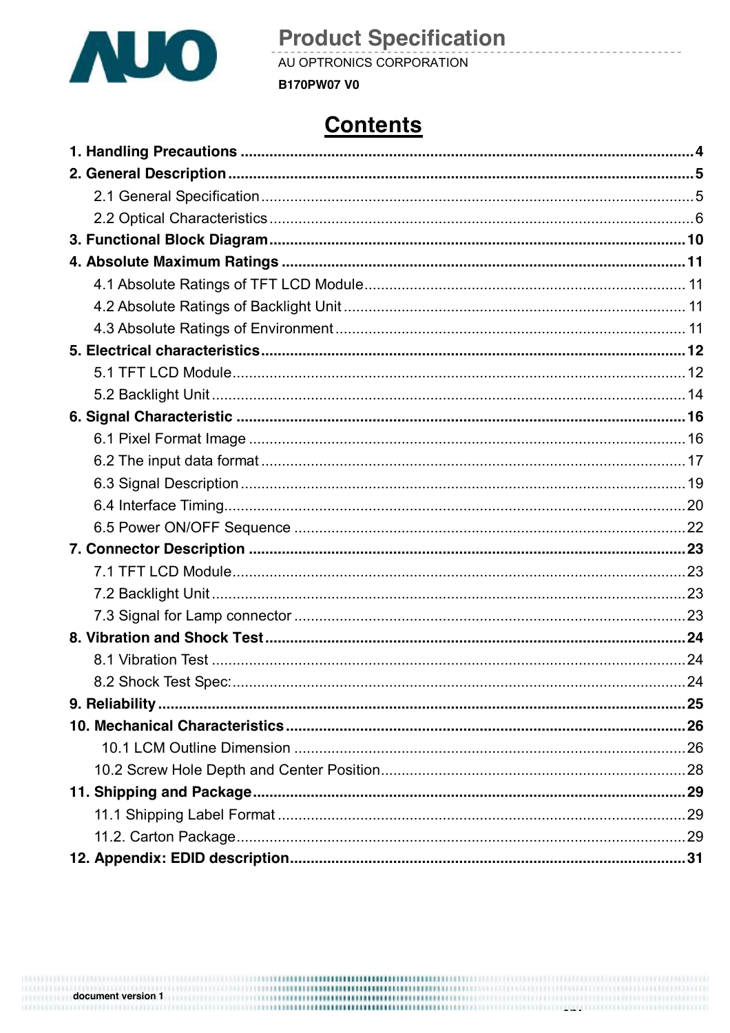# Contents

**1. Handling Precautions** ........................................................................ **4**

**2. General Description** ........................................................................ **5**

2.1 General Specification ........................................................................ 5

2.2 Optical Characteristics ........................................................................ 6

**3. Functional Block Diagram** ........................................................................ **10**

**4. Absolute Maximum Ratings** ........................................................................ **11**

4.1 Absolute Ratings of TFT LCD Module ........................................................................ 11

4.2 Absolute Ratings of Backlight Unit ........................................................................ 11

4.3 Absolute Ratings of Environment ........................................................................ 11

**5. Electrical characteristics** ........................................................................ **12**

5.1 TFT LCD Module ........................................................................ 12

5.2 Backlight Unit ........................................................................ 14

**6. Signal Characteristic** ........................................................................ **16**

6.1 Pixel Format Image ........................................................................ 16

6.2 The input data format ........................................................................ 17

6.3 Signal Description ........................................................................ 19

6.4 Interface Timing ........................................................................ 20

6.5 Power ON/OFF Sequence ........................................................................ 22

**7. Connector Description** ........................................................................ **23**

7.1 TFT LCD Module ........................................................................ 23

7.2 Backlight Unit ........................................................................ 23

7.3 Signal for Lamp connector ........................................................................ 23

**8. Vibration and Shock Test** ........................................................................ **24**

8.1 Vibration Test ........................................................................ 24

8.2 Shock Test Spec: ........................................................................ 24

**9. Reliability** ........................................................................ **25**

**10. Mechanical Characteristics** ........................................................................ **26**

10.1 LCM Outline Dimension ........................................................................ 26

10.2 Screw Hole Depth and Center Position ........................................................................ 28

**11. Shipping and Package** ........................................................................ **29**

11.1 Shipping Label Format ........................................................................ 29

11.2. Carton Package ........................................................................ 29

**12. Appendix: EDID description** ........................................................................ **31**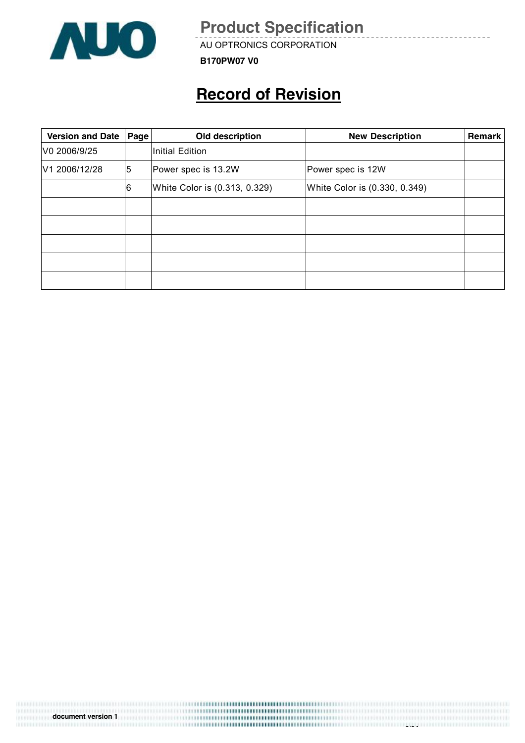# Record of Revision

| Version and Date | Page | Old description | New Description | Remark |
|---|---|---|---|---|
| V0 2006/9/25 | | Initial Edition | | |
| V1 2006/12/28 | 5 | Power spec is 13.2W | Power spec is 12W | |
| | 6 | White Color is (0.313, 0.329) | White Color is (0.330, 0.349) | |
| | | | | |
| | | | | |
| | | | | |
| | | | | |
| | | | | |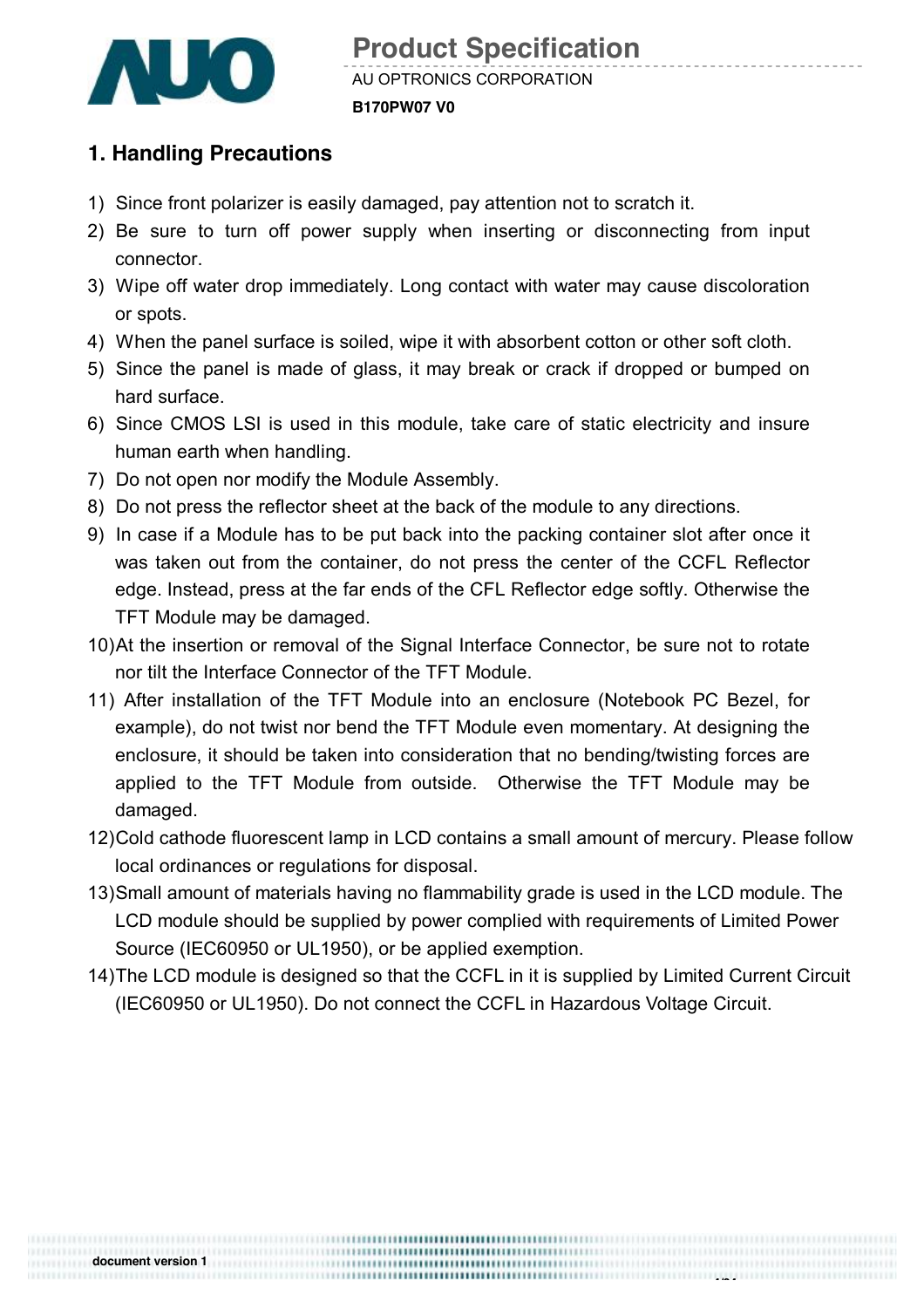## 1. Handling Precautions

1) Since front polarizer is easily damaged, pay attention not to scratch it.
2) Be sure to turn off power supply when inserting or disconnecting from input connector.
3) Wipe off water drop immediately. Long contact with water may cause discoloration or spots.
4) When the panel surface is soiled, wipe it with absorbent cotton or other soft cloth.
5) Since the panel is made of glass, it may break or crack if dropped or bumped on hard surface.
6) Since CMOS LSI is used in this module, take care of static electricity and insure human earth when handling.
7) Do not open nor modify the Module Assembly.
8) Do not press the reflector sheet at the back of the module to any directions.
9) In case if a Module has to be put back into the packing container slot after once it was taken out from the container, do not press the center of the CCFL Reflector edge. Instead, press at the far ends of the CFL Reflector edge softly. Otherwise the TFT Module may be damaged.
10) At the insertion or removal of the Signal Interface Connector, be sure not to rotate nor tilt the Interface Connector of the TFT Module.
11) After installation of the TFT Module into an enclosure (Notebook PC Bezel, for example), do not twist nor bend the TFT Module even momentary. At designing the enclosure, it should be taken into consideration that no bending/twisting forces are applied to the TFT Module from outside. Otherwise the TFT Module may be damaged.
12) Cold cathode fluorescent lamp in LCD contains a small amount of mercury. Please follow local ordinances or regulations for disposal.
13) Small amount of materials having no flammability grade is used in the LCD module. The LCD module should be supplied by power complied with requirements of Limited Power Source (IEC60950 or UL1950), or be applied exemption.
14) The LCD module is designed so that the CCFL in it is supplied by Limited Current Circuit (IEC60950 or UL1950). Do not connect the CCFL in Hazardous Voltage Circuit.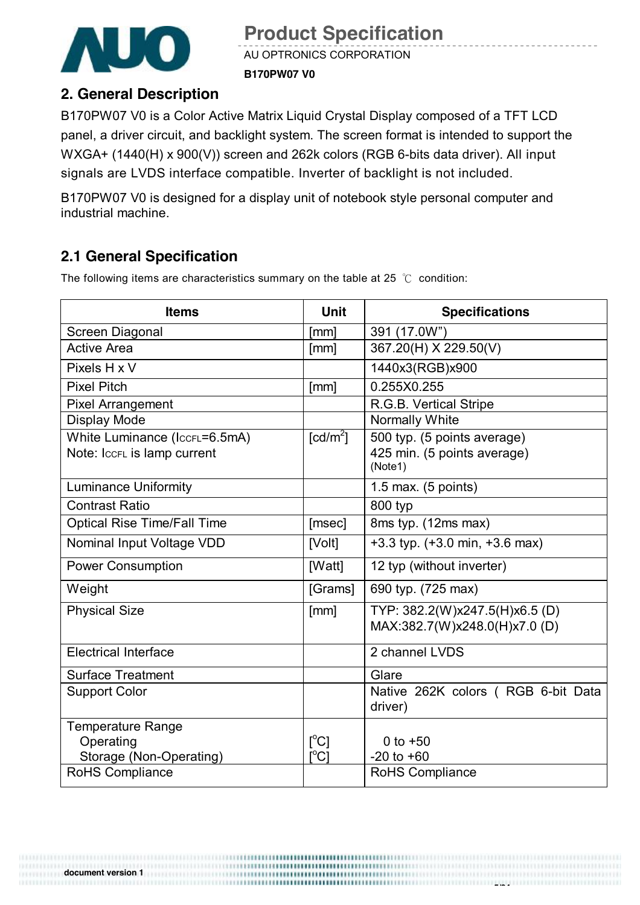## 2. General Description

B170PW07 V0 is a Color Active Matrix Liquid Crystal Display composed of a TFT LCD panel, a driver circuit, and backlight system. The screen format is intended to support the WXGA+ (1440(H) x 900(V)) screen and 262k colors (RGB 6-bits data driver). All input signals are LVDS interface compatible. Inverter of backlight is not included.

B170PW07 V0 is designed for a display unit of notebook style personal computer and industrial machine.

## 2.1 General Specification

The following items are characteristics summary on the table at 25 ℃ condition:

| Items | Unit | Specifications |
|---|---|---|
| Screen Diagonal | [mm] | 391 (17.0W") |
| Active Area | [mm] | 367.20(H) X 229.50(V) |
| Pixels H x V | | 1440x3(RGB)x900 |
| Pixel Pitch | [mm] | 0.255X0.255 |
| Pixel Arrangement | | R.G.B. Vertical Stripe |
| Display Mode | | Normally White |
| White Luminance ($I_{CCFL}$=6.5mA)<br>Note: $I_{CCFL}$ is lamp current | [cd/m$^2$] | 500 typ. (5 points average)<br>425 min. (5 points average)<br>(Note1) |
| Luminance Uniformity | | 1.5 max. (5 points) |
| Contrast Ratio | | 800 typ |
| Optical Rise Time/Fall Time | [msec] | 8ms typ. (12ms max) |
| Nominal Input Voltage VDD | [Volt] | +3.3 typ. (+3.0 min, +3.6 max) |
| Power Consumption | [Watt] | 12 typ (without inverter) |
| Weight | [Grams] | 690 typ. (725 max) |
| Physical Size | [mm] | TYP: 382.2(W)x247.5(H)x6.5 (D)<br>MAX:382.7(W)x248.0(H)x7.0 (D) |
| Electrical Interface | | 2 channel LVDS |
| Surface Treatment | | Glare |
| Support Color | | Native 262K colors ( RGB 6-bit Data driver) |
| Temperature Range<br>Operating<br>Storage (Non-Operating) | <br>[$^o$C]<br>[$^o$C] | <br>0 to +50<br>-20 to +60 |
| RoHS Compliance | | RoHS Compliance |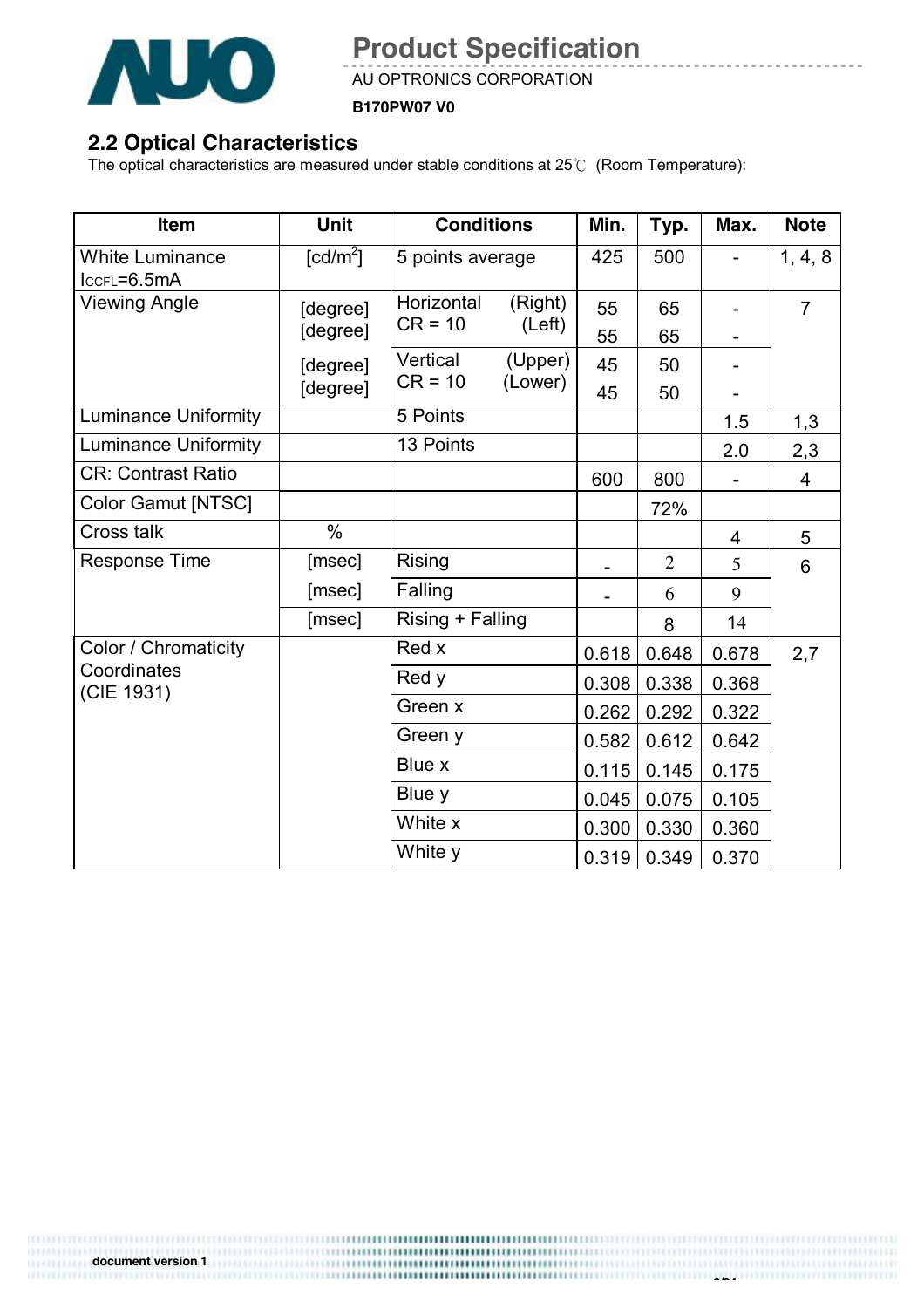## 2.2 Optical Characteristics

The optical characteristics are measured under stable conditions at 25℃ (Room Temperature):

| Item | Unit | Conditions | | Min. | Typ. | Max. | Note |
|---|---|---|---|---|---|---|---|
| White Luminance $I_{CCFL}$=6.5mA | [cd/m$^2$] | 5 points average | | 425 | 500 | - | 1, 4, 8 |
| Viewing Angle | [degree] | Horizontal CR = 10 | (Right) | 55 | 65 | - | 7 |
| | [degree] | | (Left) | 55 | 65 | - | |
| | [degree] | Vertical CR = 10 | (Upper) | 45 | 50 | - | |
| | [degree] | | (Lower) | 45 | 50 | - | |
| Luminance Uniformity | | 5 Points | | | | 1.5 | 1,3 |
| Luminance Uniformity | | 13 Points | | | | 2.0 | 2,3 |
| CR: Contrast Ratio | | | | 600 | 800 | - | 4 |
| Color Gamut [NTSC] | | | | | 72% | | |
| Cross talk | % | | | | | 4 | 5 |
| Response Time | [msec] | Rising | | - | 2 | 5 | 6 |
| | [msec] | Falling | | - | 6 | 9 | |
| | [msec] | Rising + Falling | | | 8 | 14 | |
| Color / Chromaticity Coordinates (CIE 1931) | | Red x | | 0.618 | 0.648 | 0.678 | 2,7 |
| | | Red y | | 0.308 | 0.338 | 0.368 | |
| | | Green x | | 0.262 | 0.292 | 0.322 | |
| | | Green y | | 0.582 | 0.612 | 0.642 | |
| | | Blue x | | 0.115 | 0.145 | 0.175 | |
| | | Blue y | | 0.045 | 0.075 | 0.105 | |
| | | White x | | 0.300 | 0.330 | 0.360 | |
| | | White y | | 0.319 | 0.349 | 0.370 | |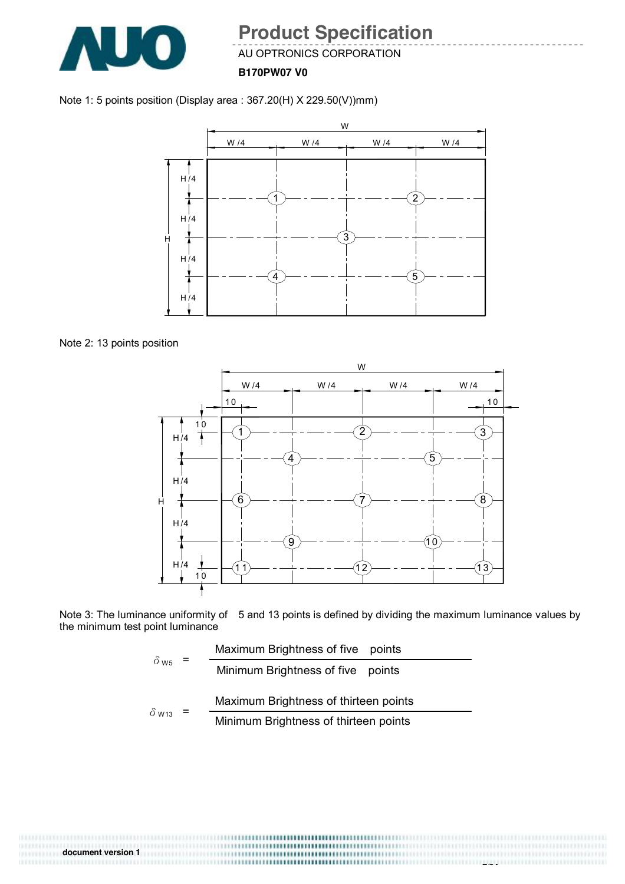Note 1: 5 points position (Display area : 367.20(H) X 229.50(V))mm)

Note 2: 13 points position

Note 3: The luminance uniformity of 5 and 13 points is defined by dividing the maximum luminance values by the minimum test point luminance

$$\delta_{W5} = \frac{\text{Maximum Brightness of five points}}{\text{Minimum Brightness of five points}}$$

$$\delta_{W13} = \frac{\text{Maximum Brightness of thirteen points}}{\text{Minimum Brightness of thirteen points}}$$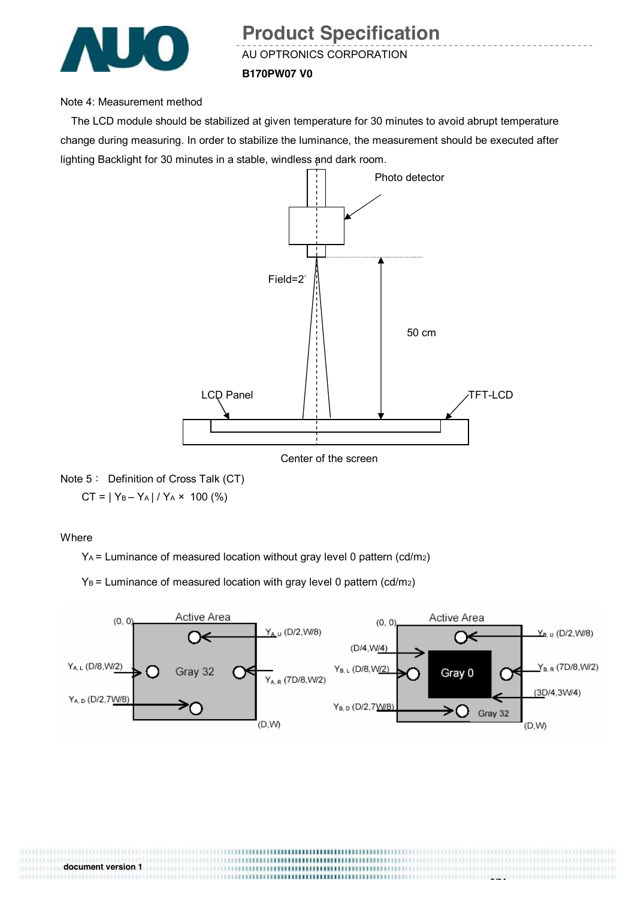Note 4: Measurement method

The LCD module should be stabilized at given temperature for 30 minutes to avoid abrupt temperature change during measuring. In order to stabilize the luminance, the measurement should be executed after lighting Backlight for 30 minutes in a stable, windless and dark room.

Photo detector

Field=2°

50 cm

LCD Panel

TFT-LCD

Center of the screen

Note 5： Definition of Cross Talk (CT)

$$CT = | Y_B - Y_A | / Y_A \times 100 (\%)$$

Where

$Y_A$ = Luminance of measured location without gray level 0 pattern (cd/m2)

$Y_B$ = Luminance of measured location with gray level 0 pattern (cd/m2)

Active Area (0, 0) — Gray 32 — (D,W)

$Y_{A,U}$ (D/2,W/8)

$Y_{A,L}$ (D/8,W/2)

$Y_{A,R}$ (7D/8,W/2)

$Y_{A,D}$ (D/2,7W/8)

Active Area (0, 0) — Gray 0 — Gray 32 — (D,W)

$Y_{B,U}$ (D/2,W/8)

(D/4,W/4)

$Y_{B,L}$ (D/8,W/2)

$Y_{B,R}$ (7D/8,W/2)

(3D/4,3W/4)

$Y_{B,D}$ (D/2,7W/8)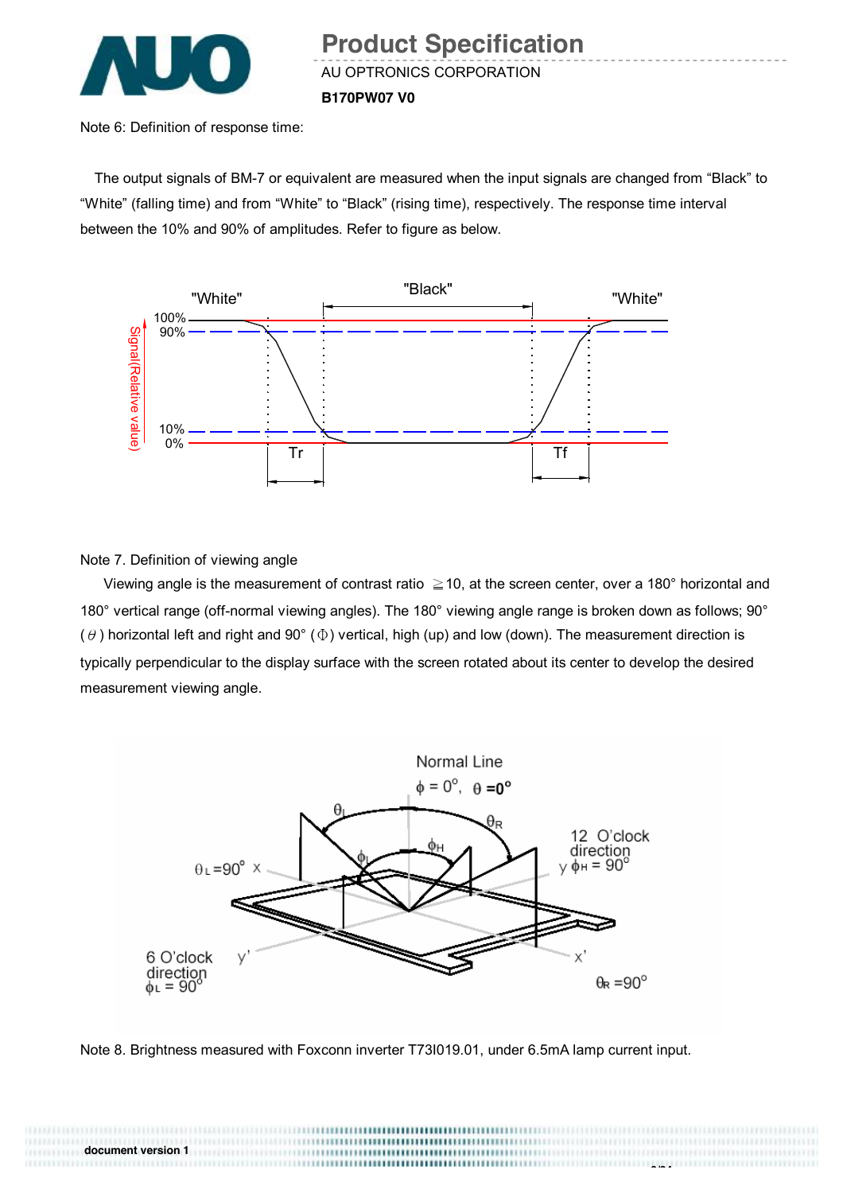Note 6: Definition of response time:

The output signals of BM-7 or equivalent are measured when the input signals are changed from “Black” to “White” (falling time) and from “White” to “Black” (rising time), respectively. The response time interval between the 10% and 90% of amplitudes. Refer to figure as below.

Note 7. Definition of viewing angle

Viewing angle is the measurement of contrast ratio ≧10, at the screen center, over a 180° horizontal and 180° vertical range (off-normal viewing angles). The 180° viewing angle range is broken down as follows; 90° ($\theta$) horizontal left and right and 90° ($\Phi$) vertical, high (up) and low (down). The measurement direction is typically perpendicular to the display surface with the screen rotated about its center to develop the desired measurement viewing angle.

Note 8. Brightness measured with Foxconn inverter T73I019.01, under 6.5mA lamp current input.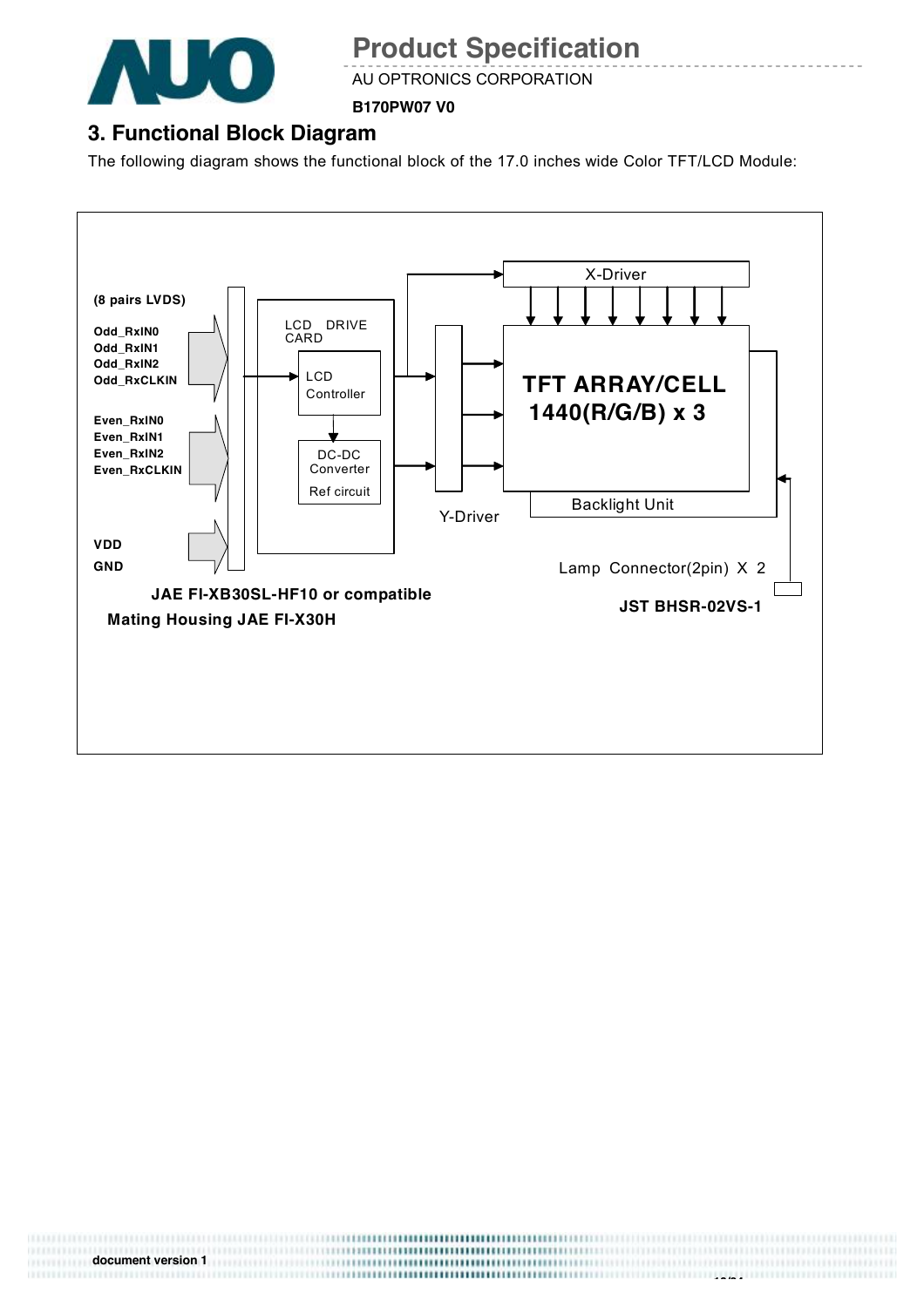## 3. Functional Block Diagram

The following diagram shows the functional block of the 17.0 inches wide Color TFT/LCD Module:

(8 pairs LVDS)

Odd_RxIN0
Odd_RxIN1
Odd_RxIN2
Odd_RxCLKIN

Even_RxIN0
Even_RxIN1
Even_RxIN2
Even_RxCLKIN

VDD
GND

LCD DRIVE CARD

LCD Controller

DC-DC Converter

Ref circuit

X-Driver

Y-Driver

TFT ARRAY/CELL
1440(R/G/B) x 3

Backlight Unit

Lamp Connector(2pin) X 2

**JAE FI-XB30SL-HF10 or compatible**

**Mating Housing JAE FI-X30H**

**JST BHSR-02VS-1**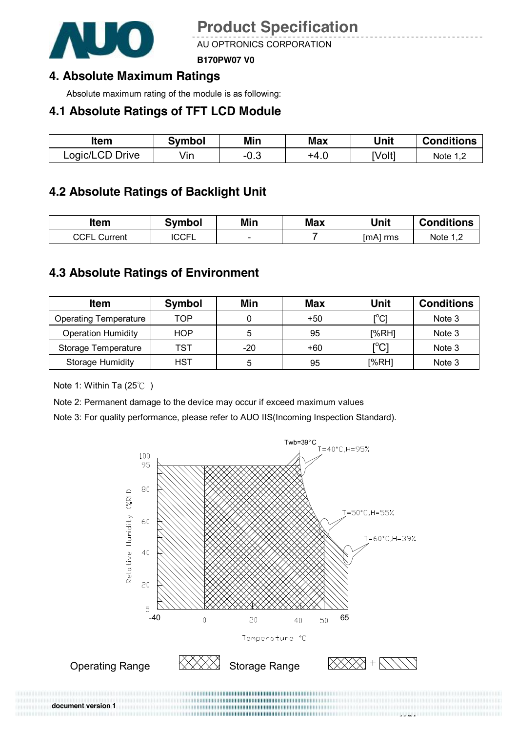## 4. Absolute Maximum Ratings

Absolute maximum rating of the module is as following:

### 4.1 Absolute Ratings of TFT LCD Module

| Item | Symbol | Min | Max | Unit | Conditions |
|---|---|---|---|---|---|
| Logic/LCD Drive | Vin | -0.3 | +4.0 | [Volt] | Note 1,2 |

### 4.2 Absolute Ratings of Backlight Unit

| Item | Symbol | Min | Max | Unit | Conditions |
|---|---|---|---|---|---|
| CCFL Current | ICCFL | - | 7 | [mA] rms | Note 1,2 |

### 4.3 Absolute Ratings of Environment

| Item | Symbol | Min | Max | Unit | Conditions |
|---|---|---|---|---|---|
| Operating Temperature | TOP | 0 | +50 | [°C] | Note 3 |
| Operation Humidity | HOP | 5 | 95 | [%RH] | Note 3 |
| Storage Temperature | TST | -20 | +60 | [°C] | Note 3 |
| Storage Humidity | HST | 5 | 95 | [%RH] | Note 3 |

Note 1: Within Ta (25℃ )

Note 2: Permanent damage to the device may occur if exceed maximum values

Note 3: For quality performance, please refer to AUO IIS(Incoming Inspection Standard).

Twb=39°C

T=40°C,H=95%

T=50°C,H=55%

T=60°C,H=39%

Relative Humidity (%RH)

Temperature °C

Operating Range

Storage Range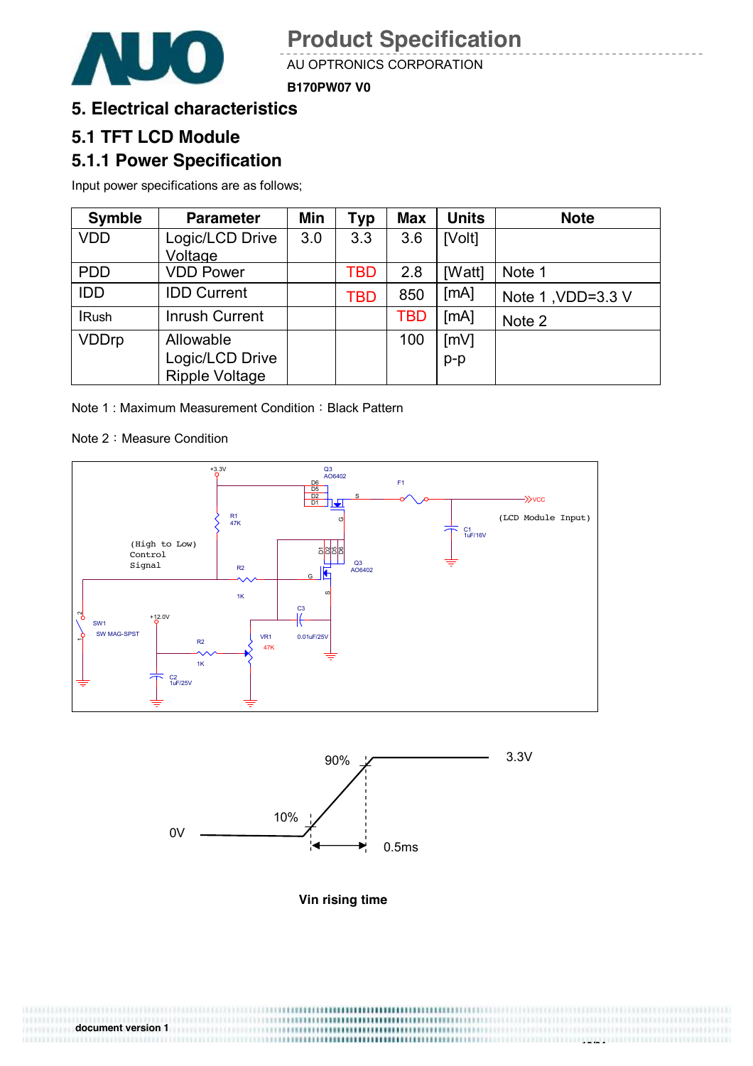# 5. Electrical characteristics

## 5.1 TFT LCD Module

### 5.1.1 Power Specification

Input power specifications are as follows;

| Symble | Parameter | Min | Typ | Max | Units | Note |
|---|---|---|---|---|---|---|
| VDD | Logic/LCD Drive Voltage | 3.0 | 3.3 | 3.6 | [Volt] | |
| PDD | VDD Power | | TBD | 2.8 | [Watt] | Note 1 |
| IDD | IDD Current | | TBD | 850 | [mA] | Note 1 ,VDD=3.3 V |
| IRush | Inrush Current | | | TBD | [mA] | Note 2 |
| VDDrp | Allowable Logic/LCD Drive Ripple Voltage | | | 100 | [mV] p-p | |

Note 1 : Maximum Measurement Condition：Black Pattern

Note 2：Measure Condition

Vin rising time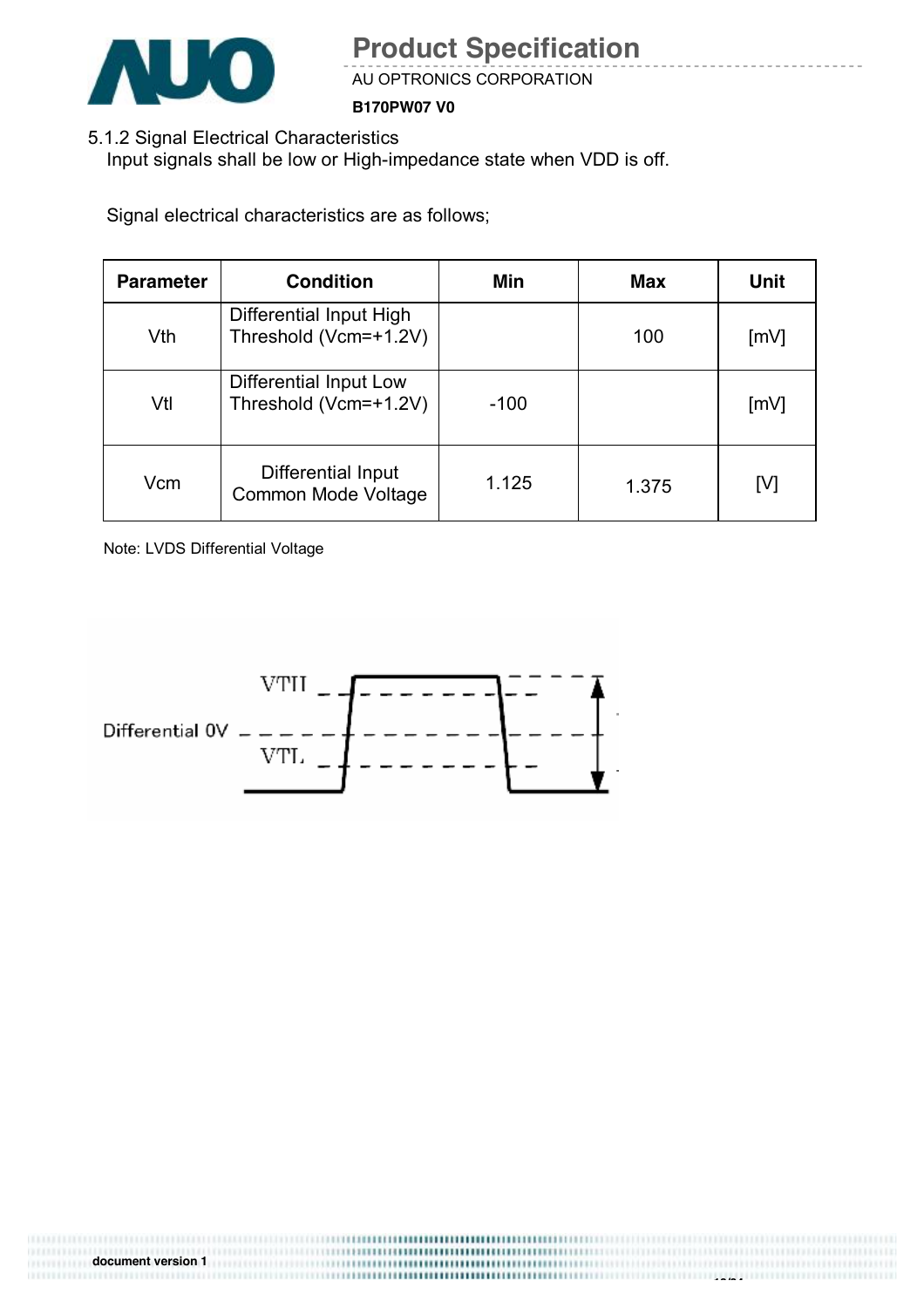5.1.2 Signal Electrical Characteristics

Input signals shall be low or High-impedance state when VDD is off.

Signal electrical characteristics are as follows;

| Parameter | Condition | Min | Max | Unit |
|---|---|---|---|---|
| Vth | Differential Input High Threshold (Vcm=+1.2V) | | 100 | [mV] |
| Vtl | Differential Input Low Threshold (Vcm=+1.2V) | -100 | | [mV] |
| Vcm | Differential Input Common Mode Voltage | 1.125 | 1.375 | [V] |

Note: LVDS Differential Voltage

VTH

Differential 0V

VTL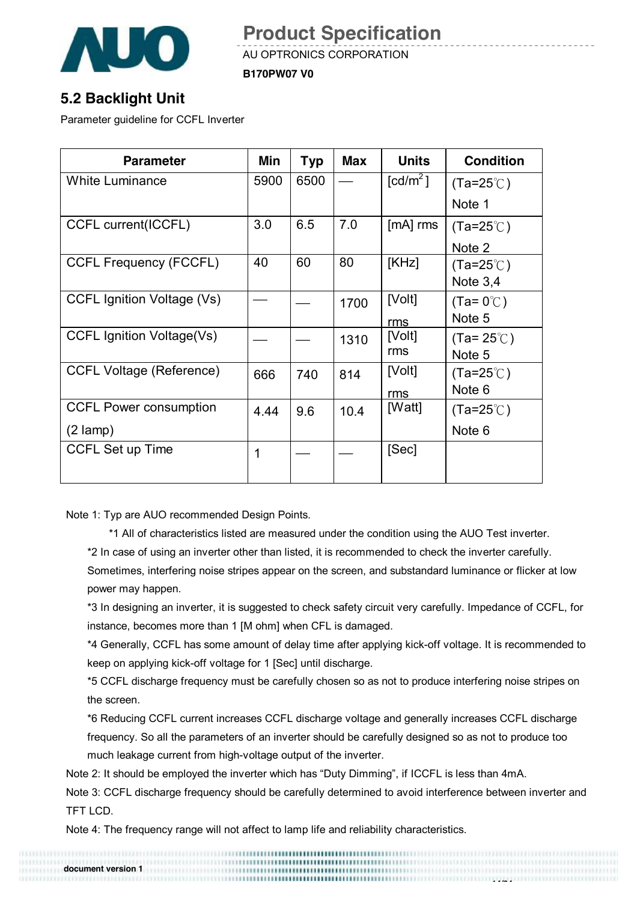## 5.2 Backlight Unit

Parameter guideline for CCFL Inverter

| Parameter | Min | Typ | Max | Units | Condition |
|---|---|---|---|---|---|
| White Luminance | 5900 | 6500 | — | [cd/m$^2$] | (Ta=25℃) Note 1 |
| CCFL current(ICCFL) | 3.0 | 6.5 | 7.0 | [mA] rms | (Ta=25℃) Note 2 |
| CCFL Frequency (FCCFL) | 40 | 60 | 80 | [KHz] | (Ta=25℃) Note 3,4 |
| CCFL Ignition Voltage (Vs) | — | — | 1700 | [Volt] rms | (Ta= 0℃) Note 5 |
| CCFL Ignition Voltage(Vs) | — | — | 1310 | [Volt] rms | (Ta= 25℃) Note 5 |
| CCFL Voltage (Reference) | 666 | 740 | 814 | [Volt] rms | (Ta=25℃) Note 6 |
| CCFL Power consumption (2 lamp) | 4.44 | 9.6 | 10.4 | [Watt] | (Ta=25℃) Note 6 |
| CCFL Set up Time | 1 | — | — | [Sec] | |

Note 1: Typ are AUO recommended Design Points.

*1 All of characteristics listed are measured under the condition using the AUO Test inverter.

*2 In case of using an inverter other than listed, it is recommended to check the inverter carefully. Sometimes, interfering noise stripes appear on the screen, and substandard luminance or flicker at low power may happen.

*3 In designing an inverter, it is suggested to check safety circuit very carefully. Impedance of CCFL, for instance, becomes more than 1 [M ohm] when CFL is damaged.

*4 Generally, CCFL has some amount of delay time after applying kick-off voltage. It is recommended to keep on applying kick-off voltage for 1 [Sec] until discharge.

*5 CCFL discharge frequency must be carefully chosen so as not to produce interfering noise stripes on the screen.

*6 Reducing CCFL current increases CCFL discharge voltage and generally increases CCFL discharge frequency. So all the parameters of an inverter should be carefully designed so as not to produce too much leakage current from high-voltage output of the inverter.

Note 2: It should be employed the inverter which has "Duty Dimming", if ICCFL is less than 4mA.

Note 3: CCFL discharge frequency should be carefully determined to avoid interference between inverter and TFT LCD.

Note 4: The frequency range will not affect to lamp life and reliability characteristics.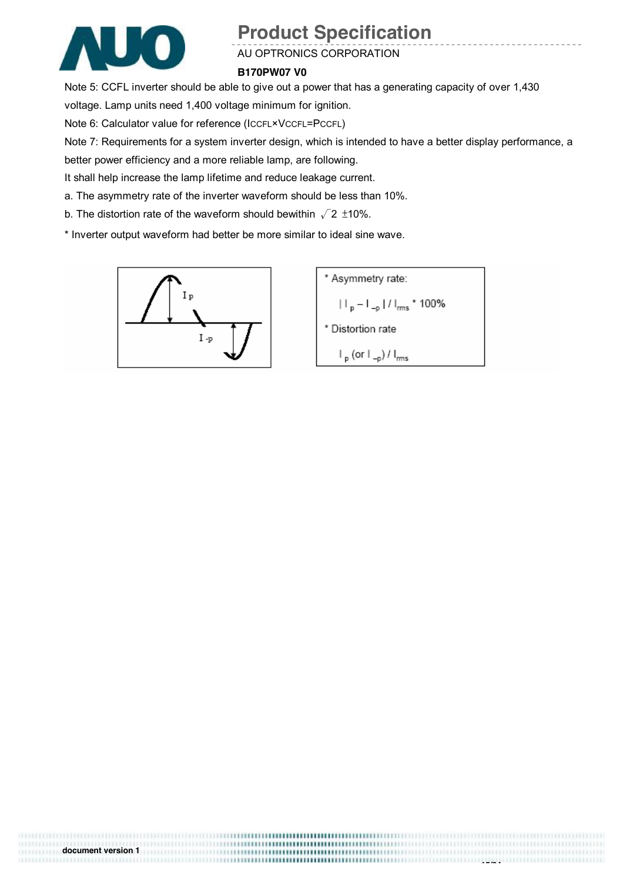Note 5: CCFL inverter should be able to give out a power that has a generating capacity of over 1,430 voltage. Lamp units need 1,400 voltage minimum for ignition.

Note 6: Calculator value for reference ($I_{CCFL} \times V_{CCFL} = P_{CCFL}$)

Note 7: Requirements for a system inverter design, which is intended to have a better display performance, a better power efficiency and a more reliable lamp, are following.

It shall help increase the lamp lifetime and reduce leakage current.

a. The asymmetry rate of the inverter waveform should be less than 10%.

b. The distortion rate of the waveform should bewithin $\sqrt{2}$ ±10%.

* Inverter output waveform had better be more similar to ideal sine wave.

$I_p$

$I_{-p}$

* Asymmetry rate:

$$| I_p - I_{-p} | / I_{rms} * 100\%$$

* Distortion rate

$$I_p \text{ (or } I_{-p}) / I_{rms}$$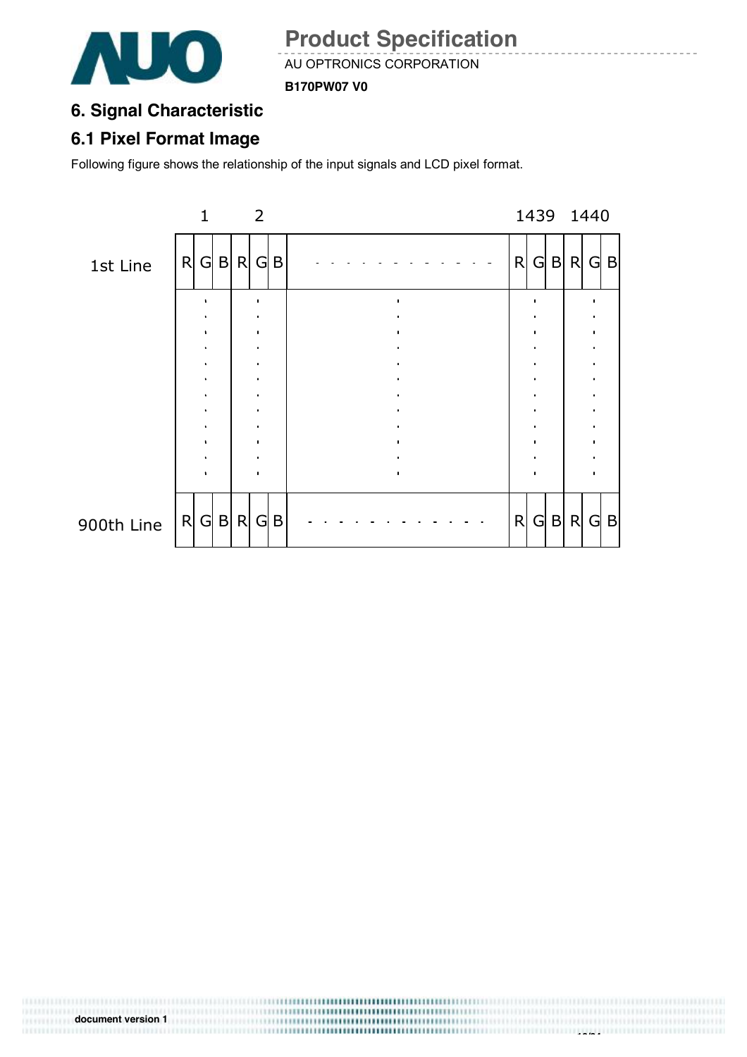## 6. Signal Characteristic

### 6.1 Pixel Format Image

Following figure shows the relationship of the input signals and LCD pixel format.

| | 1 | | | 2 | | | | 1439 | | | 1440 | | |
|---|---|---|---|---|---|---|---|---|---|---|---|---|---|
| 1st Line | R | G | B | R | G | B | - - - - - - - - - - - - | R | G | B | R | G | B |
| | . | | | . | | | . | | . | | | . | |
| 900th Line | R | G | B | R | G | B | - - - - - - - - - - - - | R | G | B | R | G | B |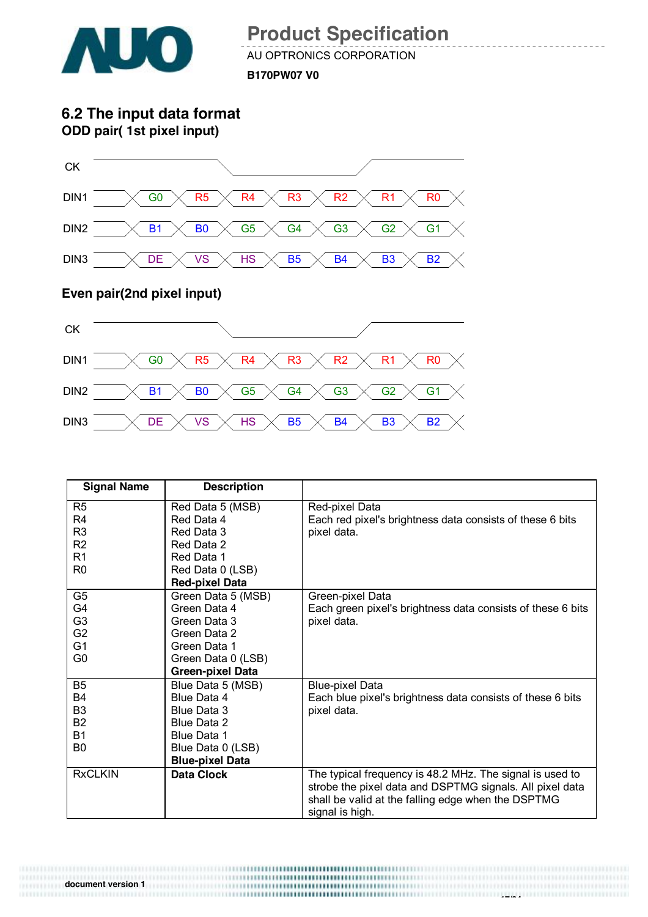## 6.2 The input data format

### ODD pair( 1st pixel input)

| Signal | | | | | | | |
|---|---|---|---|---|---|---|---|
| CK | | | | | | | |
| DIN1 | G0 | R5 | R4 | R3 | R2 | R1 | R0 |
| DIN2 | B1 | B0 | G5 | G4 | G3 | G2 | G1 |
| DIN3 | DE | VS | HS | B5 | B4 | B3 | B2 |

### Even pair(2nd pixel input)

| Signal | | | | | | | |
|---|---|---|---|---|---|---|---|
| CK | | | | | | | |
| DIN1 | G0 | R5 | R4 | R3 | R2 | R1 | R0 |
| DIN2 | B1 | B0 | G5 | G4 | G3 | G2 | G1 |
| DIN3 | DE | VS | HS | B5 | B4 | B3 | B2 |

| Signal Name | Description | |
|---|---|---|
| R5<br>R4<br>R3<br>R2<br>R1<br>R0 | Red Data 5 (MSB)<br>Red Data 4<br>Red Data 3<br>Red Data 2<br>Red Data 1<br>Red Data 0 (LSB)<br>**Red-pixel Data** | Red-pixel Data<br>Each red pixel's brightness data consists of these 6 bits pixel data. |
| G5<br>G4<br>G3<br>G2<br>G1<br>G0 | Green Data 5 (MSB)<br>Green Data 4<br>Green Data 3<br>Green Data 2<br>Green Data 1<br>Green Data 0 (LSB)<br>**Green-pixel Data** | Green-pixel Data<br>Each green pixel's brightness data consists of these 6 bits pixel data. |
| B5<br>B4<br>B3<br>B2<br>B1<br>B0 | Blue Data 5 (MSB)<br>Blue Data 4<br>Blue Data 3<br>Blue Data 2<br>Blue Data 1<br>Blue Data 0 (LSB)<br>**Blue-pixel Data** | Blue-pixel Data<br>Each blue pixel's brightness data consists of these 6 bits pixel data. |
| RxCLKIN | **Data Clock** | The typical frequency is 48.2 MHz. The signal is used to strobe the pixel data and DSPTMG signals. All pixel data shall be valid at the falling edge when the DSPTMG signal is high. |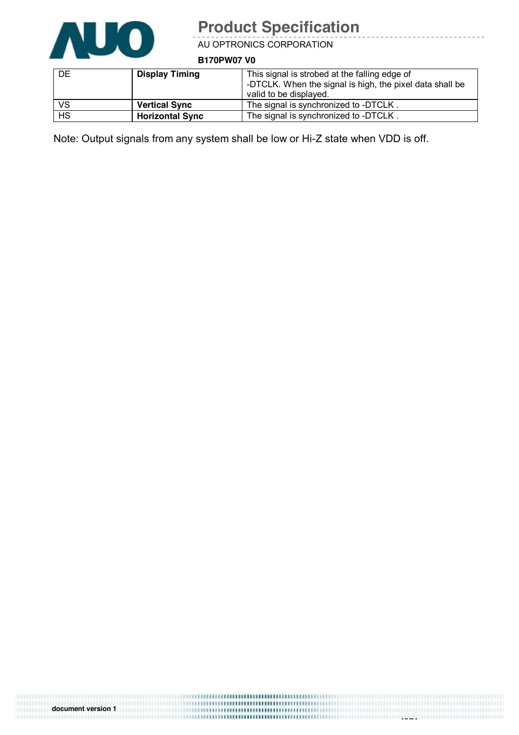| DE | **Display Timing** | This signal is strobed at the falling edge of -DTCLK. When the signal is high, the pixel data shall be valid to be displayed. |
|---|---|---|
| VS | **Vertical Sync** | The signal is synchronized to -DTCLK . |
| HS | **Horizontal Sync** | The signal is synchronized to -DTCLK . |

Note: Output signals from any system shall be low or Hi-Z state when VDD is off.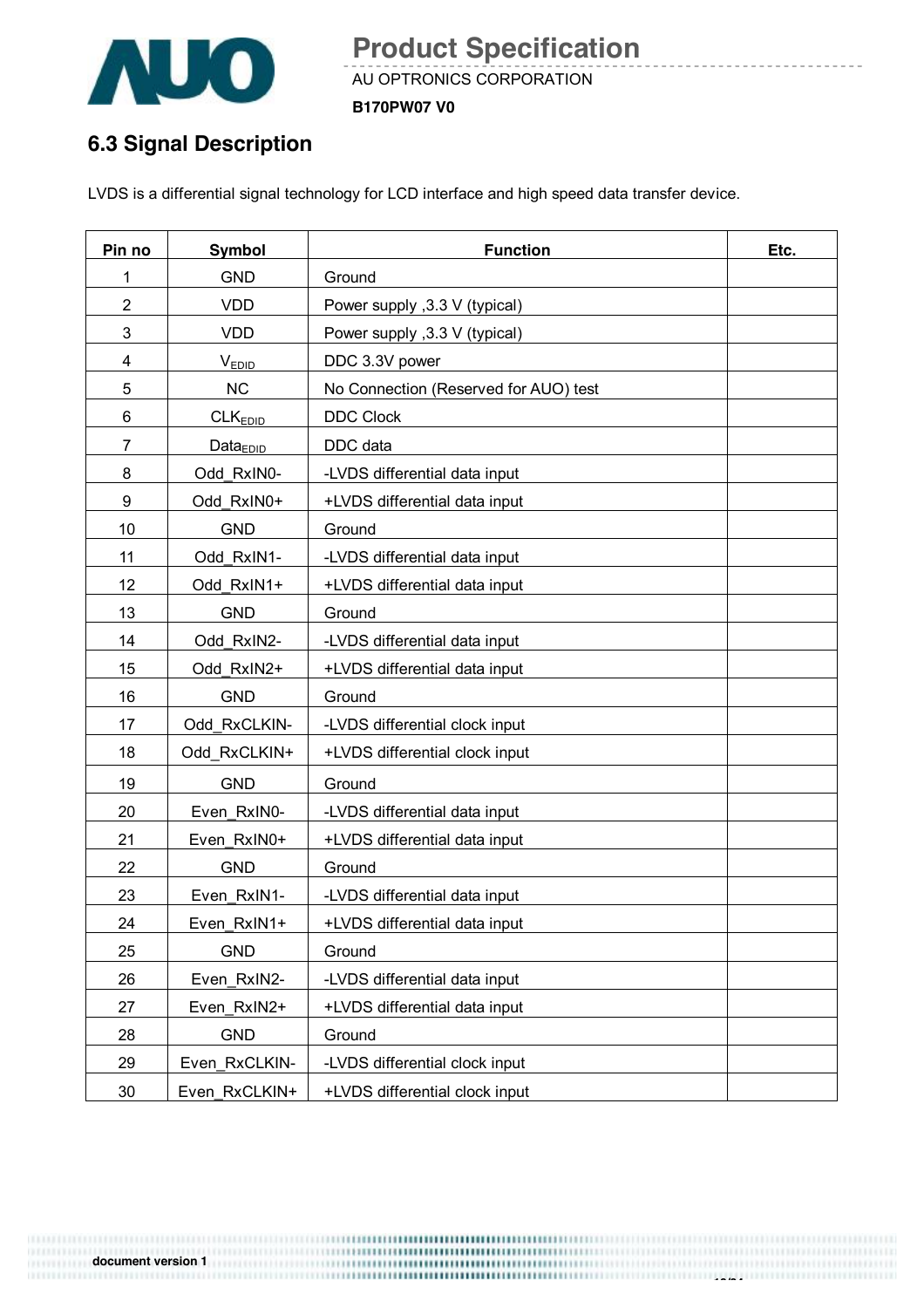## 6.3 Signal Description

LVDS is a differential signal technology for LCD interface and high speed data transfer device.

| Pin no | Symbol | Function | Etc. |
|---|---|---|---|
| 1 | GND | Ground | |
| 2 | VDD | Power supply ,3.3 V (typical) | |
| 3 | VDD | Power supply ,3.3 V (typical) | |
| 4 | $V_{EDID}$ | DDC 3.3V power | |
| 5 | NC | No Connection (Reserved for AUO) test | |
| 6 | $CLK_{EDID}$ | DDC Clock | |
| 7 | $Data_{EDID}$ | DDC data | |
| 8 | Odd_RxIN0- | -LVDS differential data input | |
| 9 | Odd_RxIN0+ | +LVDS differential data input | |
| 10 | GND | Ground | |
| 11 | Odd_RxIN1- | -LVDS differential data input | |
| 12 | Odd_RxIN1+ | +LVDS differential data input | |
| 13 | GND | Ground | |
| 14 | Odd_RxIN2- | -LVDS differential data input | |
| 15 | Odd_RxIN2+ | +LVDS differential data input | |
| 16 | GND | Ground | |
| 17 | Odd_RxCLKIN- | -LVDS differential clock input | |
| 18 | Odd_RxCLKIN+ | +LVDS differential clock input | |
| 19 | GND | Ground | |
| 20 | Even_RxIN0- | -LVDS differential data input | |
| 21 | Even_RxIN0+ | +LVDS differential data input | |
| 22 | GND | Ground | |
| 23 | Even_RxIN1- | -LVDS differential data input | |
| 24 | Even_RxIN1+ | +LVDS differential data input | |
| 25 | GND | Ground | |
| 26 | Even_RxIN2- | -LVDS differential data input | |
| 27 | Even_RxIN2+ | +LVDS differential data input | |
| 28 | GND | Ground | |
| 29 | Even_RxCLKIN- | -LVDS differential clock input | |
| 30 | Even_RxCLKIN+ | +LVDS differential clock input | |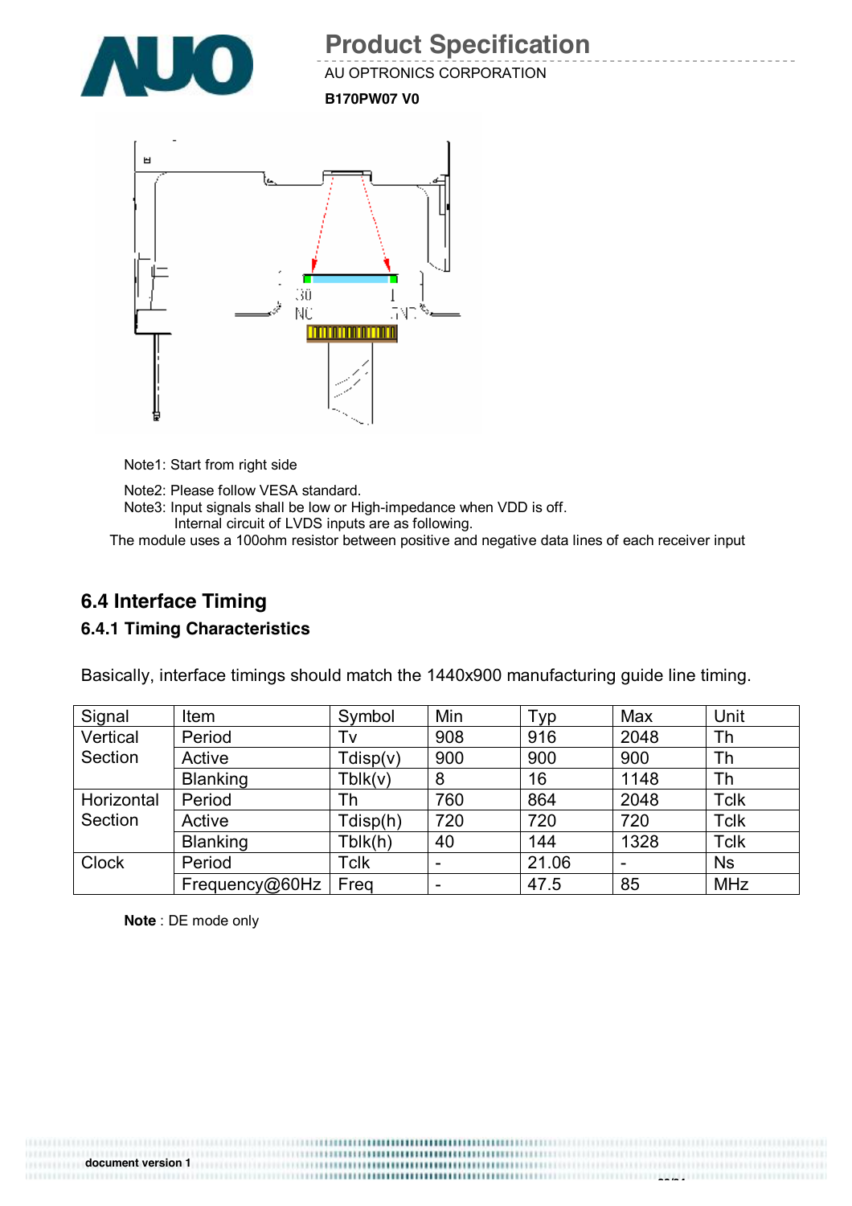Note1: Start from right side

Note2: Please follow VESA standard.
Note3: Input signals shall be low or High-impedance when VDD is off.
Internal circuit of LVDS inputs are as following.
The module uses a 100ohm resistor between positive and negative data lines of each receiver input

## 6.4 Interface Timing

### 6.4.1 Timing Characteristics

Basically, interface timings should match the 1440x900 manufacturing guide line timing.

| Signal | Item | Symbol | Min | Typ | Max | Unit |
|---|---|---|---|---|---|---|
| Vertical Section | Period | Tv | 908 | 916 | 2048 | Th |
| | Active | Tdisp(v) | 900 | 900 | 900 | Th |
| | Blanking | Tblk(v) | 8 | 16 | 1148 | Th |
| Horizontal Section | Period | Th | 760 | 864 | 2048 | Tclk |
| | Active | Tdisp(h) | 720 | 720 | 720 | Tclk |
| | Blanking | Tblk(h) | 40 | 144 | 1328 | Tclk |
| Clock | Period | Tclk | - | 21.06 | - | Ns |
| | Frequency@60Hz | Freq | - | 47.5 | 85 | MHz |

**Note** : DE mode only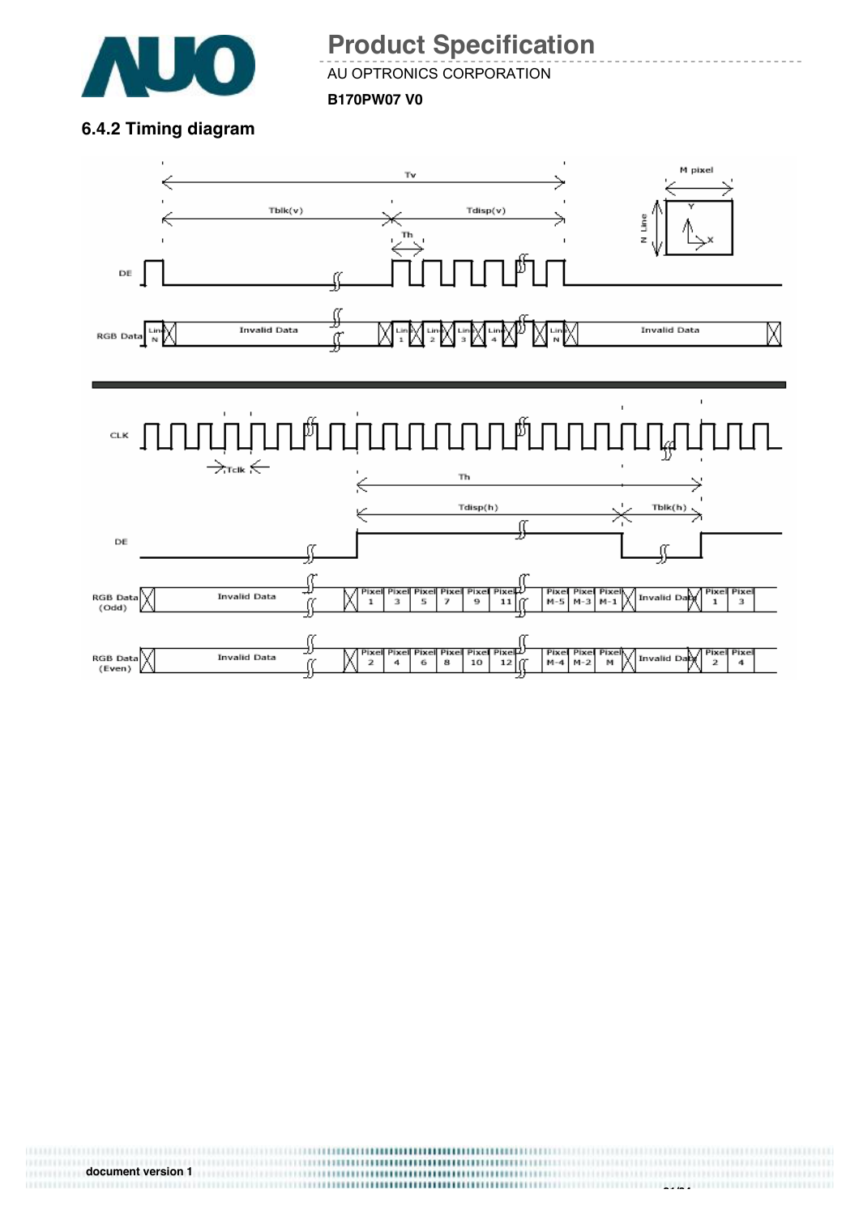### 6.4.2 Timing diagram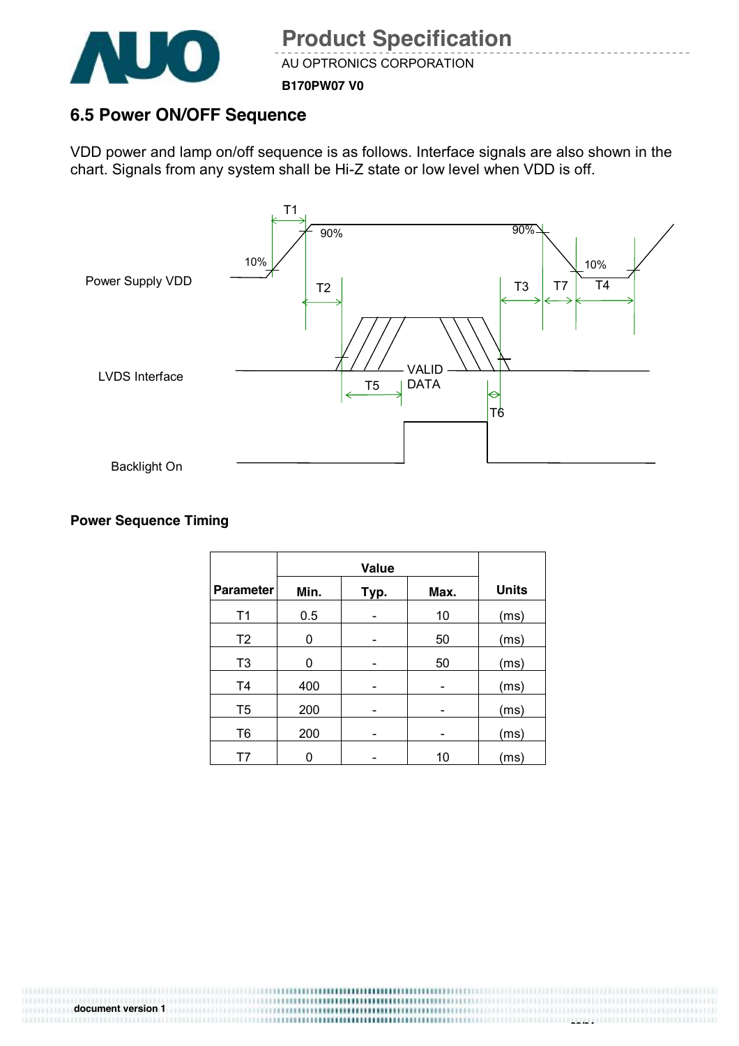## 6.5 Power ON/OFF Sequence

VDD power and lamp on/off sequence is as follows. Interface signals are also shown in the chart. Signals from any system shall be Hi-Z state or low level when VDD is off.

**Power Sequence Timing**

| Parameter | Value | | | Units |
|---|---|---|---|---|
| | Min. | Typ. | Max. | |
| T1 | 0.5 | - | 10 | (ms) |
| T2 | 0 | - | 50 | (ms) |
| T3 | 0 | - | 50 | (ms) |
| T4 | 400 | - | - | (ms) |
| T5 | 200 | - | - | (ms) |
| T6 | 200 | - | - | (ms) |
| T7 | 0 | - | 10 | (ms) |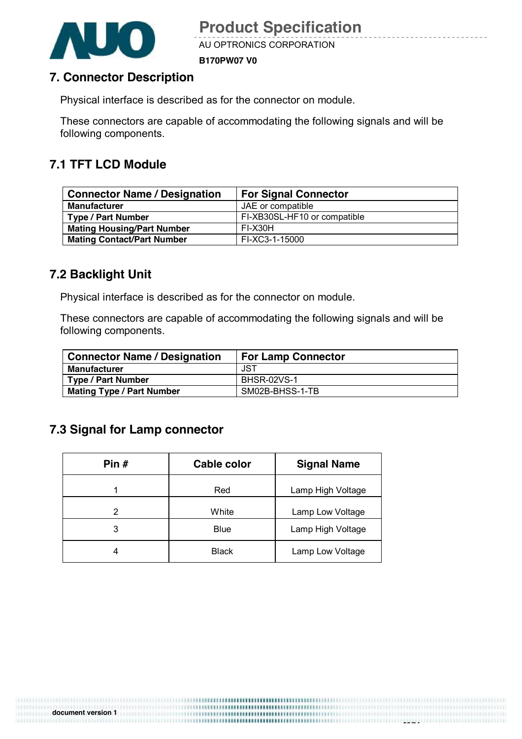## 7. Connector Description

Physical interface is described as for the connector on module.

These connectors are capable of accommodating the following signals and will be following components.

### 7.1 TFT LCD Module

| Connector Name / Designation | For Signal Connector |
|---|---|
| **Manufacturer** | JAE or compatible |
| **Type / Part Number** | FI-XB30SL-HF10 or compatible |
| **Mating Housing/Part Number** | FI-X30H |
| **Mating Contact/Part Number** | FI-XC3-1-15000 |

### 7.2 Backlight Unit

Physical interface is described as for the connector on module.

These connectors are capable of accommodating the following signals and will be following components.

| Connector Name / Designation | For Lamp Connector |
|---|---|
| **Manufacturer** | JST |
| **Type / Part Number** | BHSR-02VS-1 |
| **Mating Type / Part Number** | SM02B-BHSS-1-TB |

### 7.3 Signal for Lamp connector

| Pin # | Cable color | Signal Name |
|---|---|---|
| 1 | Red | Lamp High Voltage |
| 2 | White | Lamp Low Voltage |
| 3 | Blue | Lamp High Voltage |
| 4 | Black | Lamp Low Voltage |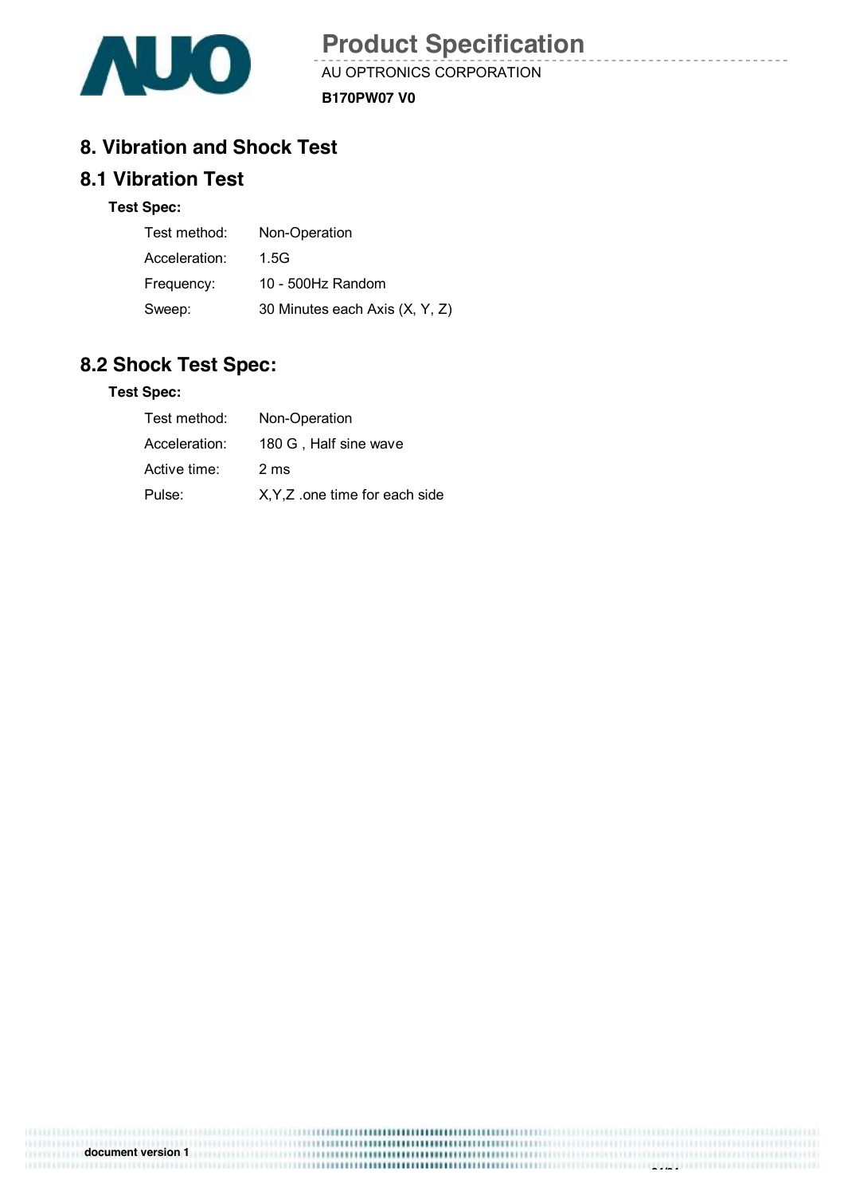# 8. Vibration and Shock Test

## 8.1 Vibration Test

**Test Spec:**

| | |
|---|---|
| Test method: | Non-Operation |
| Acceleration: | 1.5G |
| Frequency: | 10 - 500Hz Random |
| Sweep: | 30 Minutes each Axis (X, Y, Z) |

## 8.2 Shock Test Spec:

**Test Spec:**

| | |
|---|---|
| Test method: | Non-Operation |
| Acceleration: | 180 G , Half sine wave |
| Active time: | 2 ms |
| Pulse: | X,Y,Z .one time for each side |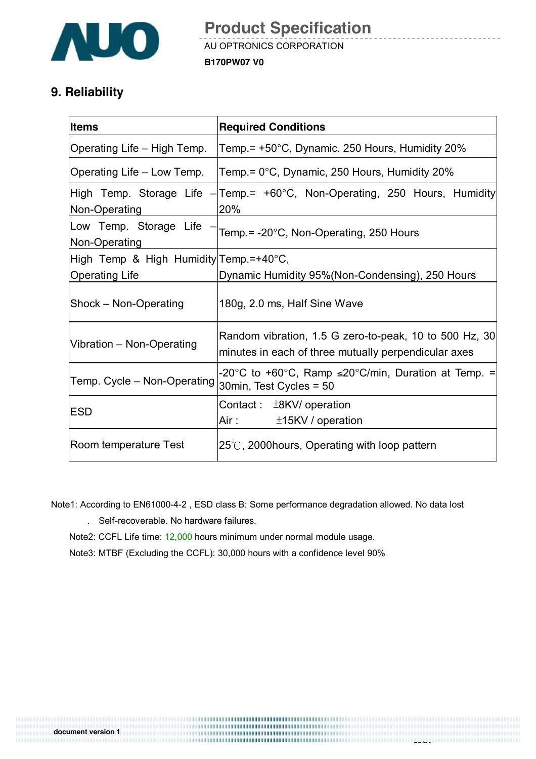## 9. Reliability

| Items | Required Conditions |
|---|---|
| Operating Life – High Temp. | Temp.= +50°C, Dynamic. 250 Hours, Humidity 20% |
| Operating Life – Low Temp. | Temp.= 0°C, Dynamic, 250 Hours, Humidity 20% |
| High Temp. Storage Life – Non-Operating | Temp.= +60°C, Non-Operating, 250 Hours, Humidity 20% |
| Low Temp. Storage Life – Non-Operating | Temp.= -20°C, Non-Operating, 250 Hours |
| High Temp & High Humidity Operating Life | Temp.=+40°C, Dynamic Humidity 95%(Non-Condensing), 250 Hours |
| Shock – Non-Operating | 180g, 2.0 ms, Half Sine Wave |
| Vibration – Non-Operating | Random vibration, 1.5 G zero-to-peak, 10 to 500 Hz, 30 minutes in each of three mutually perpendicular axes |
| Temp. Cycle – Non-Operating | -20°C to +60°C, Ramp ≤20°C/min, Duration at Temp. = 30min, Test Cycles = 50 |
| ESD | Contact : ±8KV/ operation<br>Air : ±15KV / operation |
| Room temperature Test | 25℃, 2000hours, Operating with loop pattern |

Note1: According to EN61000-4-2 , ESD class B: Some performance degradation allowed. No data lost . Self-recoverable. No hardware failures.

Note2: CCFL Life time: 12,000 hours minimum under normal module usage.

Note3: MTBF (Excluding the CCFL): 30,000 hours with a confidence level 90%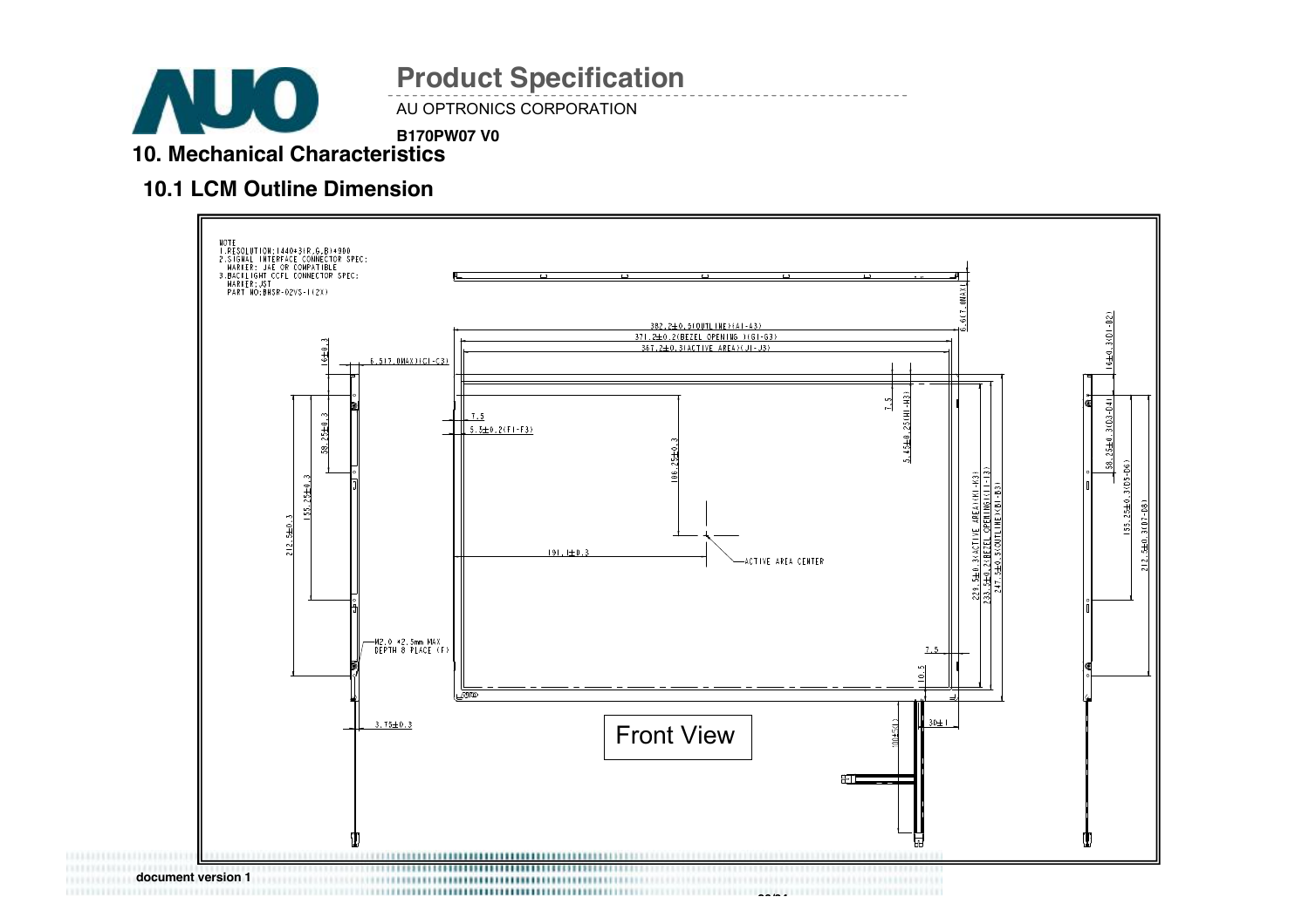## 10. Mechanical Characteristics

### 10.1 LCM Outline Dimension

NOTE
1.RESOLUTION:1440*3(R,G,B)*900
2.SIGNAL INTERFACE CONNECTOR SPEC:
MARKER: JAE OR COMPATIBLE
3.BACKLIGHT CCFL CONNECTOR SPEC:
MARKER:JST
PART NO:BHSR-02VS-1(2X)

382.2±0.5(OUTLINE)(A1-A3)
371.2±0.2(BEZEL OPENING)(G1-G3)
367.2±0.3(ACTIVE AREA)(J1-J3)

6.5(7.0MAX)(C1-C3)
16±0.3
58.25±0.3
155.25±0.3
212.5±0.3
7.5
5.5±0.2(F1-F3)
106.25±0.3
191.1±0.3
ACTIVE AREA CENTER
M2.0 *2.5mm MAX
DEPTH 8 PLACE (F)
3.75±0.3
7.5
5.45±0.2(H1-H3)
229.5±0.3(ACTIVE AREA)(K1-K3)
233.5±0.2(BEZEL OPENING)(I1-I3)
247.5±0.5(OUTLINE)(B1-B3)
6.5(7.0MAX)
7.5
10.5
30±1
100±5(L)
16±0.3(D1-D2)
58.25±0.3(D3-D4)
155.25±0.3(D5-D6)
212.5±0.3(D7-D8)

Front View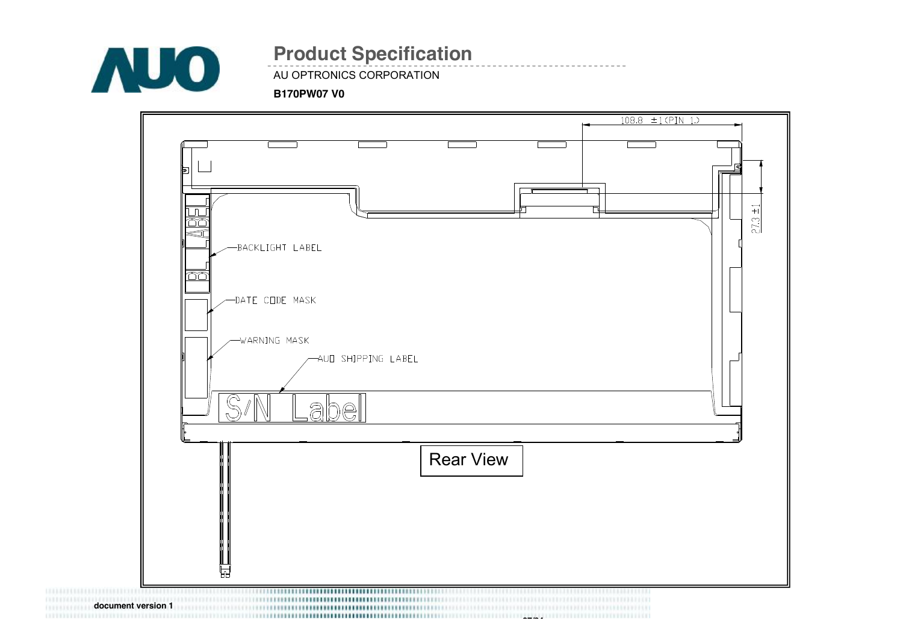108.8 ±1 (PIN 1)

27.3 ±1

BACKLIGHT LABEL

DATE CODE MASK

WARNING MASK

AUO SHIPPING LABEL

S/N Label

Rear View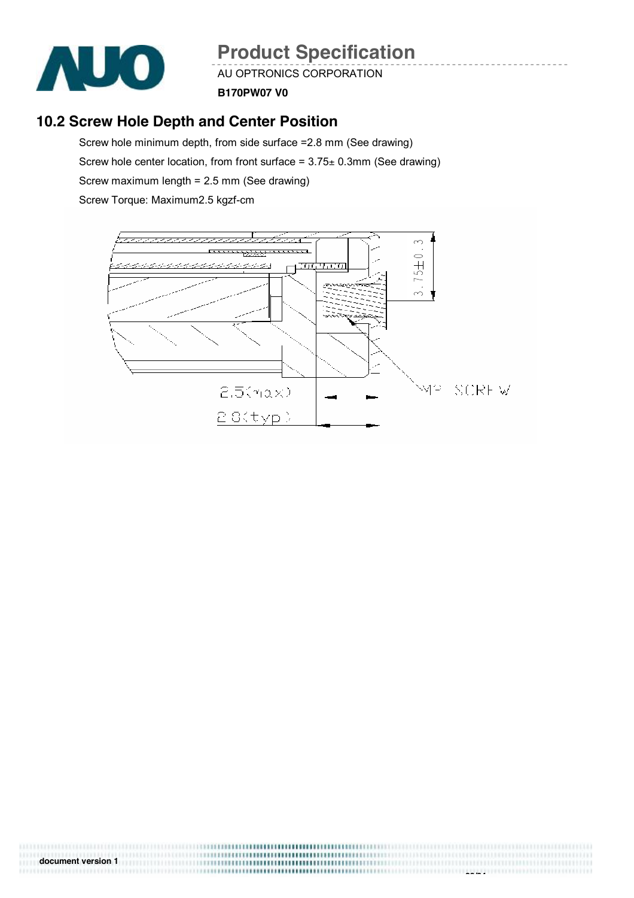## 10.2 Screw Hole Depth and Center Position

Screw hole minimum depth, from side surface =2.8 mm (See drawing)

Screw hole center location, from front surface = 3.75± 0.3mm (See drawing)

Screw maximum length = 2.5 mm (See drawing)

Screw Torque: Maximum2.5 kgzf-cm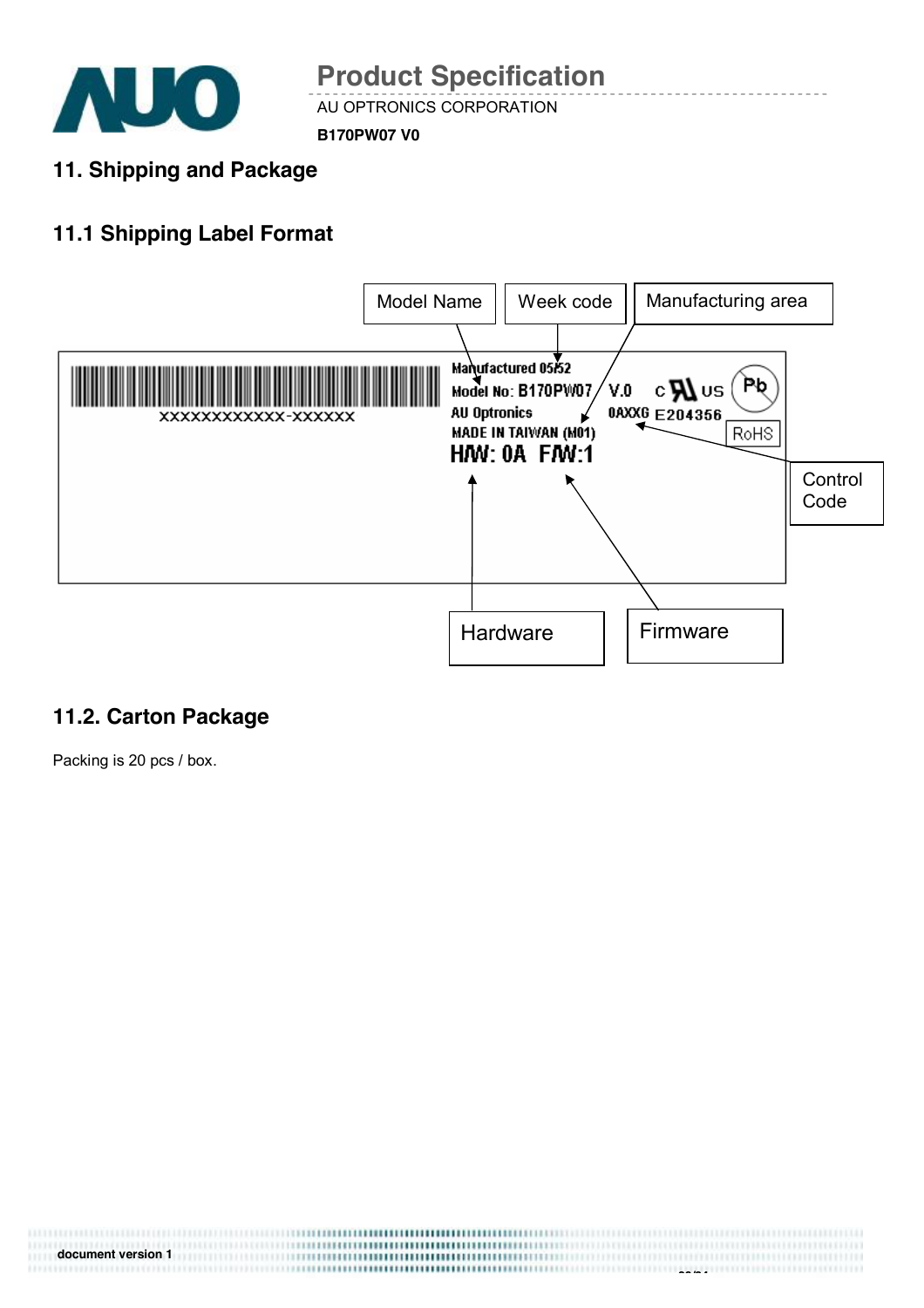## 11. Shipping and Package

### 11.1 Shipping Label Format

Model Name | Week code | Manufacturing area

XXXXXXXXXXX-XXXXXX

Manufactured 05/52
Model No: B170PW07 V.0
AU Optronics
MADE IN TAIWAN (M01)
0AXXG E204356
RoHS
H/W: 0A F/W:1

Control Code

Hardware | Firmware

### 11.2. Carton Package

Packing is 20 pcs / box.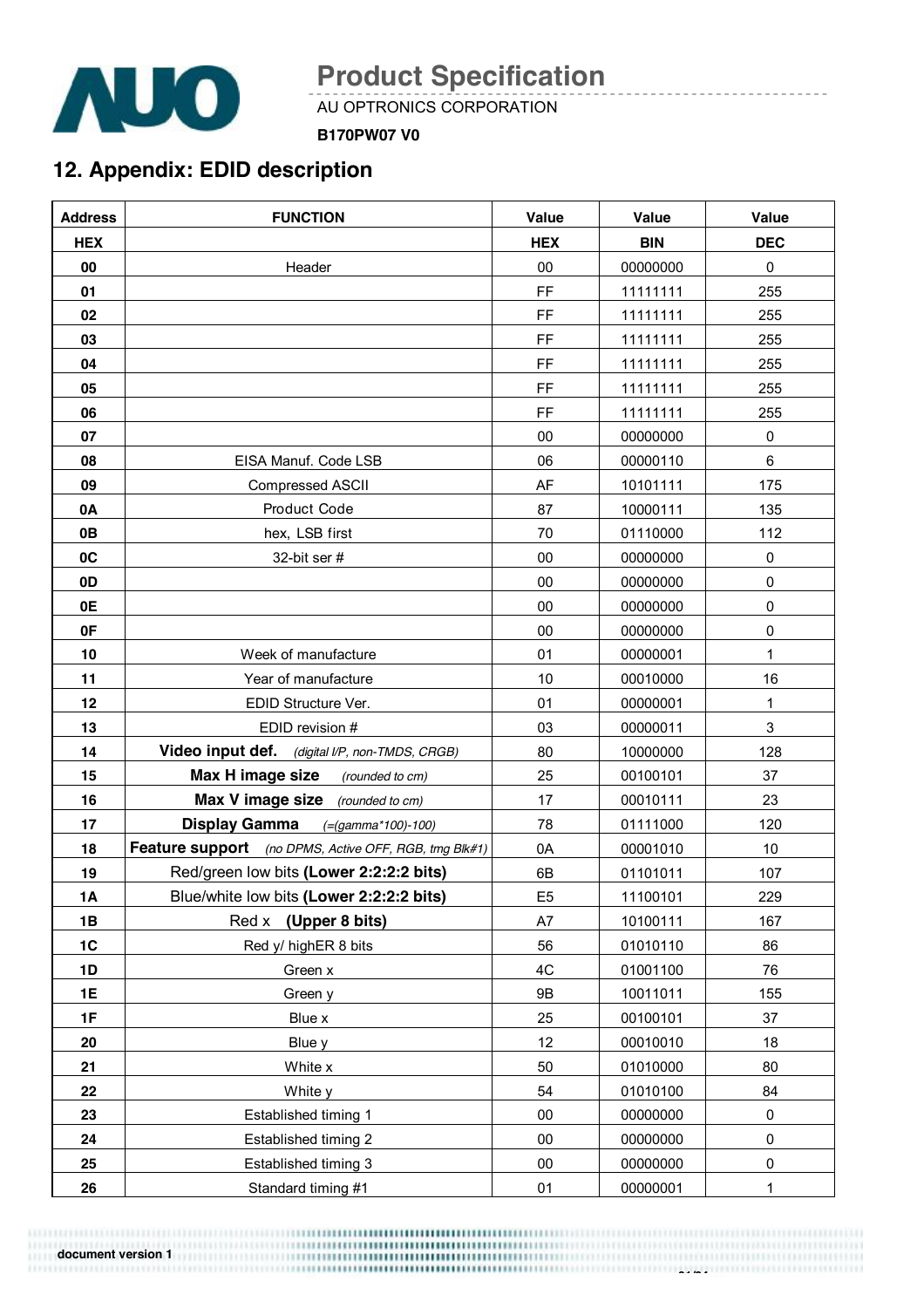## 12. Appendix: EDID description

| Address | FUNCTION | Value | Value | Value |
|---|---|---|---|---|
| HEX | | HEX | BIN | DEC |
| 00 | Header | 00 | 00000000 | 0 |
| 01 | | FF | 11111111 | 255 |
| 02 | | FF | 11111111 | 255 |
| 03 | | FF | 11111111 | 255 |
| 04 | | FF | 11111111 | 255 |
| 05 | | FF | 11111111 | 255 |
| 06 | | FF | 11111111 | 255 |
| 07 | | 00 | 00000000 | 0 |
| 08 | EISA Manuf. Code LSB | 06 | 00000110 | 6 |
| 09 | Compressed ASCII | AF | 10101111 | 175 |
| 0A | Product Code | 87 | 10000111 | 135 |
| 0B | hex, LSB first | 70 | 01110000 | 112 |
| 0C | 32-bit ser # | 00 | 00000000 | 0 |
| 0D | | 00 | 00000000 | 0 |
| 0E | | 00 | 00000000 | 0 |
| 0F | | 00 | 00000000 | 0 |
| 10 | Week of manufacture | 01 | 00000001 | 1 |
| 11 | Year of manufacture | 10 | 00010000 | 16 |
| 12 | EDID Structure Ver. | 01 | 00000001 | 1 |
| 13 | EDID revision # | 03 | 00000011 | 3 |
| 14 | **Video input def.** *(digital I/P, non-TMDS, CRGB)* | 80 | 10000000 | 128 |
| 15 | **Max H image size** *(rounded to cm)* | 25 | 00100101 | 37 |
| 16 | **Max V image size** *(rounded to cm)* | 17 | 00010111 | 23 |
| 17 | **Display Gamma** *(=(gamma*100)-100)* | 78 | 01111000 | 120 |
| 18 | **Feature support** *(no DPMS, Active OFF, RGB, tmg Blk#1)* | 0A | 00001010 | 10 |
| 19 | Red/green low bits **(Lower 2:2:2:2 bits)** | 6B | 01101011 | 107 |
| 1A | Blue/white low bits **(Lower 2:2:2:2 bits)** | E5 | 11100101 | 229 |
| 1B | Red x **(Upper 8 bits)** | A7 | 10100111 | 167 |
| 1C | Red y/ highER 8 bits | 56 | 01010110 | 86 |
| 1D | Green x | 4C | 01001100 | 76 |
| 1E | Green y | 9B | 10011011 | 155 |
| 1F | Blue x | 25 | 00100101 | 37 |
| 20 | Blue y | 12 | 00010010 | 18 |
| 21 | White x | 50 | 01010000 | 80 |
| 22 | White y | 54 | 01010100 | 84 |
| 23 | Established timing 1 | 00 | 00000000 | 0 |
| 24 | Established timing 2 | 00 | 00000000 | 0 |
| 25 | Established timing 3 | 00 | 00000000 | 0 |
| 26 | Standard timing #1 | 01 | 00000001 | 1 |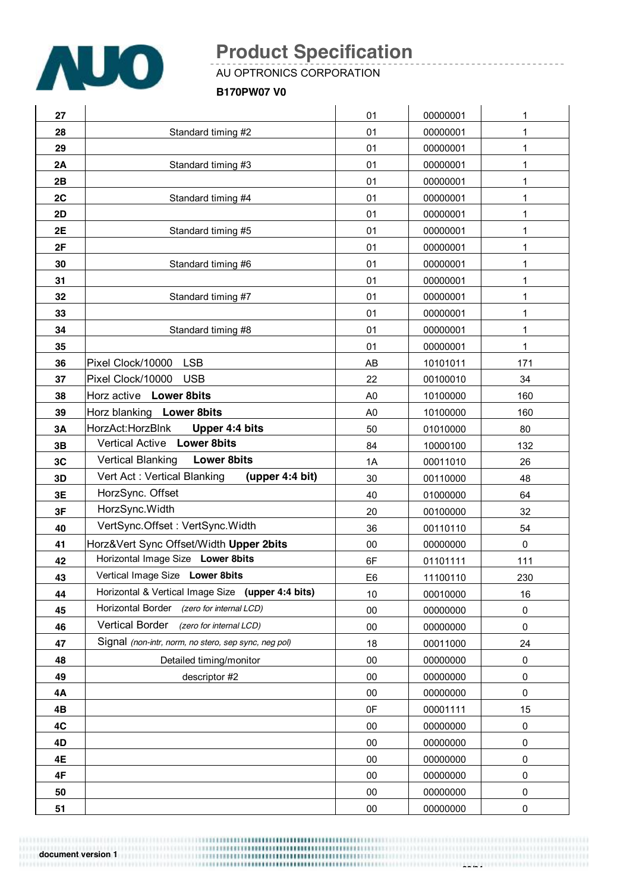| 27 | | 01 | 00000001 | 1 |
|---|---|---|---|---|
| 28 | Standard timing #2 | 01 | 00000001 | 1 |
| 29 | | 01 | 00000001 | 1 |
| 2A | Standard timing #3 | 01 | 00000001 | 1 |
| 2B | | 01 | 00000001 | 1 |
| 2C | Standard timing #4 | 01 | 00000001 | 1 |
| 2D | | 01 | 00000001 | 1 |
| 2E | Standard timing #5 | 01 | 00000001 | 1 |
| 2F | | 01 | 00000001 | 1 |
| 30 | Standard timing #6 | 01 | 00000001 | 1 |
| 31 | | 01 | 00000001 | 1 |
| 32 | Standard timing #7 | 01 | 00000001 | 1 |
| 33 | | 01 | 00000001 | 1 |
| 34 | Standard timing #8 | 01 | 00000001 | 1 |
| 35 | | 01 | 00000001 | 1 |
| 36 | Pixel Clock/10000 LSB | AB | 10101011 | 171 |
| 37 | Pixel Clock/10000 USB | 22 | 00100010 | 34 |
| 38 | Horz active **Lower 8bits** | A0 | 10100000 | 160 |
| 39 | Horz blanking **Lower 8bits** | A0 | 10100000 | 160 |
| 3A | HorzAct:HorzBlnk **Upper 4:4 bits** | 50 | 01010000 | 80 |
| 3B | Vertical Active **Lower 8bits** | 84 | 10000100 | 132 |
| 3C | Vertical Blanking **Lower 8bits** | 1A | 00011010 | 26 |
| 3D | Vert Act : Vertical Blanking **(upper 4:4 bit)** | 30 | 00110000 | 48 |
| 3E | HorzSync. Offset | 40 | 01000000 | 64 |
| 3F | HorzSync.Width | 20 | 00100000 | 32 |
| 40 | VertSync.Offset : VertSync.Width | 36 | 00110110 | 54 |
| 41 | Horz&Vert Sync Offset/Width **Upper 2bits** | 00 | 00000000 | 0 |
| 42 | Horizontal Image Size **Lower 8bits** | 6F | 01101111 | 111 |
| 43 | Vertical Image Size **Lower 8bits** | E6 | 11100110 | 230 |
| 44 | Horizontal & Vertical Image Size **(upper 4:4 bits)** | 10 | 00010000 | 16 |
| 45 | Horizontal Border *(zero for internal LCD)* | 00 | 00000000 | 0 |
| 46 | Vertical Border *(zero for internal LCD)* | 00 | 00000000 | 0 |
| 47 | Signal *(non-intr, norm, no stero, sep sync, neg pol)* | 18 | 00011000 | 24 |
| 48 | Detailed timing/monitor | 00 | 00000000 | 0 |
| 49 | descriptor #2 | 00 | 00000000 | 0 |
| 4A | | 00 | 00000000 | 0 |
| 4B | | 0F | 00001111 | 15 |
| 4C | | 00 | 00000000 | 0 |
| 4D | | 00 | 00000000 | 0 |
| 4E | | 00 | 00000000 | 0 |
| 4F | | 00 | 00000000 | 0 |
| 50 | | 00 | 00000000 | 0 |
| 51 | | 00 | 00000000 | 0 |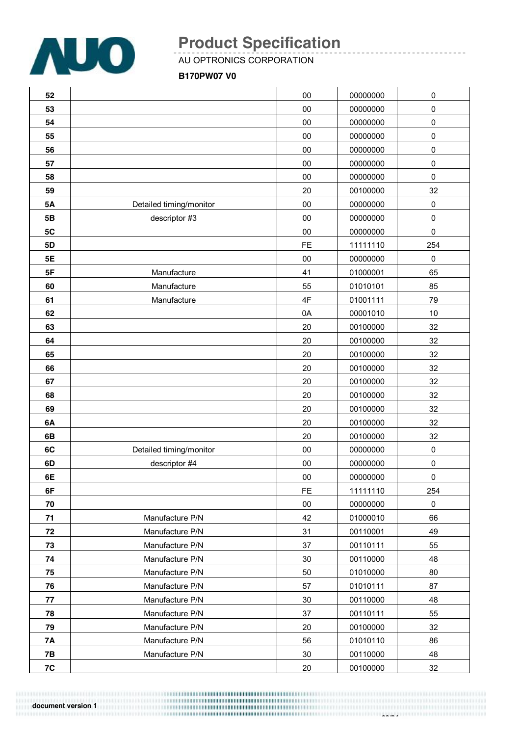| | | | | |
|---|---|---|---|---|
| **52** | | 00 | 00000000 | 0 |
| **53** | | 00 | 00000000 | 0 |
| **54** | | 00 | 00000000 | 0 |
| **55** | | 00 | 00000000 | 0 |
| **56** | | 00 | 00000000 | 0 |
| **57** | | 00 | 00000000 | 0 |
| **58** | | 00 | 00000000 | 0 |
| **59** | | 20 | 00100000 | 32 |
| **5A** | Detailed timing/monitor | 00 | 00000000 | 0 |
| **5B** | descriptor #3 | 00 | 00000000 | 0 |
| **5C** | | 00 | 00000000 | 0 |
| **5D** | | FE | 11111110 | 254 |
| **5E** | | 00 | 00000000 | 0 |
| **5F** | Manufacture | 41 | 01000001 | 65 |
| **60** | Manufacture | 55 | 01010101 | 85 |
| **61** | Manufacture | 4F | 01001111 | 79 |
| **62** | | 0A | 00001010 | 10 |
| **63** | | 20 | 00100000 | 32 |
| **64** | | 20 | 00100000 | 32 |
| **65** | | 20 | 00100000 | 32 |
| **66** | | 20 | 00100000 | 32 |
| **67** | | 20 | 00100000 | 32 |
| **68** | | 20 | 00100000 | 32 |
| **69** | | 20 | 00100000 | 32 |
| **6A** | | 20 | 00100000 | 32 |
| **6B** | | 20 | 00100000 | 32 |
| **6C** | Detailed timing/monitor | 00 | 00000000 | 0 |
| **6D** | descriptor #4 | 00 | 00000000 | 0 |
| **6E** | | 00 | 00000000 | 0 |
| **6F** | | FE | 11111110 | 254 |
| **70** | | 00 | 00000000 | 0 |
| **71** | Manufacture P/N | 42 | 01000010 | 66 |
| **72** | Manufacture P/N | 31 | 00110001 | 49 |
| **73** | Manufacture P/N | 37 | 00110111 | 55 |
| **74** | Manufacture P/N | 30 | 00110000 | 48 |
| **75** | Manufacture P/N | 50 | 01010000 | 80 |
| **76** | Manufacture P/N | 57 | 01010111 | 87 |
| **77** | Manufacture P/N | 30 | 00110000 | 48 |
| **78** | Manufacture P/N | 37 | 00110111 | 55 |
| **79** | Manufacture P/N | 20 | 00100000 | 32 |
| **7A** | Manufacture P/N | 56 | 01010110 | 86 |
| **7B** | Manufacture P/N | 30 | 00110000 | 48 |
| **7C** | | 20 | 00100000 | 32 |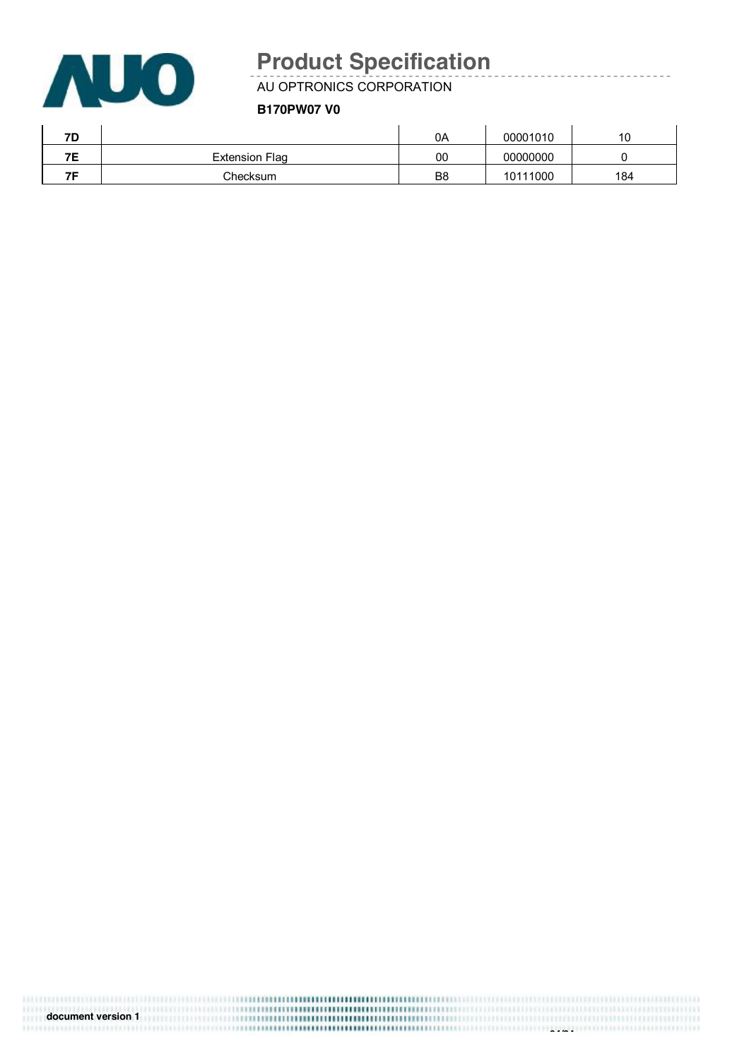| | | | | |
|---|---|---|---|---|
| **7D** | | 0A | 00001010 | 10 |
| **7E** | Extension Flag | 00 | 00000000 | 0 |
| **7F** | Checksum | B8 | 10111000 | 184 |